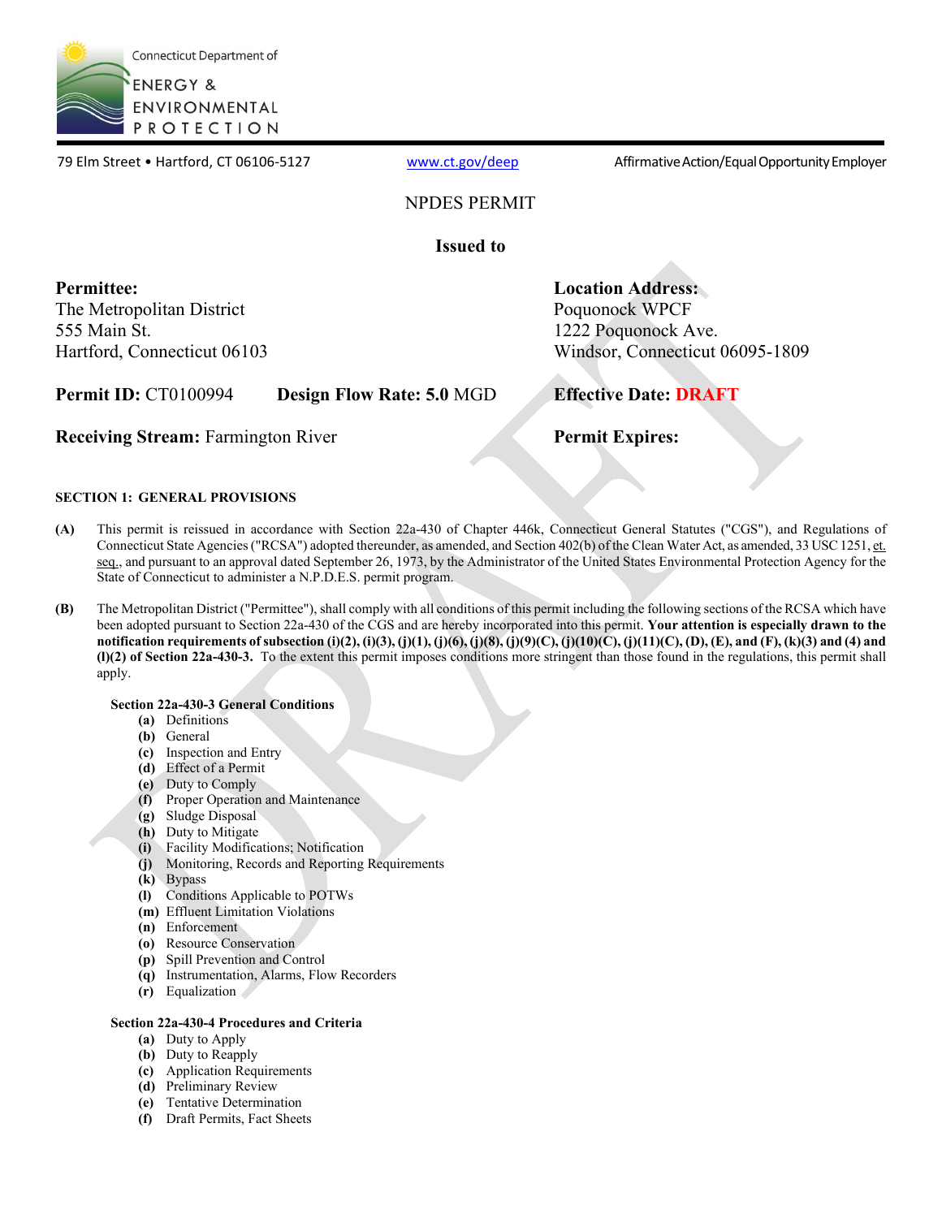Connecticut Department of ENERGY & ENVIRONMENTAL PROTECTION

79 Elm Street • Hartford, CT 06106-5127 | www.ct.gov/deep | Affirmative Action/Equal Opportunity Employer

# NPDES PERMIT

**Issued to**

**Permittee:**
The Metropolitan District
555 Main St.
Hartford, Connecticut 06103

**Location Address:**
Poquonock WPCF
1222 Poquonock Ave.
Windsor, Connecticut 06095-1809

**Permit ID:** CT0100994 **Design Flow Rate: 5.0** MGD

**Effective Date:** **DRAFT**

**Receiving Stream:** Farmington River

**Permit Expires:**

## SECTION 1: GENERAL PROVISIONS

**(A)** This permit is reissued in accordance with Section 22a-430 of Chapter 446k, Connecticut General Statutes ("CGS"), and Regulations of Connecticut State Agencies ("RCSA") adopted thereunder, as amended, and Section 402(b) of the Clean Water Act, as amended, 33 USC 1251, et. seq., and pursuant to an approval dated September 26, 1973, by the Administrator of the United States Environmental Protection Agency for the State of Connecticut to administer a N.P.D.E.S. permit program.

**(B)** The Metropolitan District ("Permittee"), shall comply with all conditions of this permit including the following sections of the RCSA which have been adopted pursuant to Section 22a-430 of the CGS and are hereby incorporated into this permit. **Your attention is especially drawn to the notification requirements of subsection (i)(2), (i)(3), (j)(1), (j)(6), (j)(8), (j)(9)(C), (j)(10)(C), (j)(11)(C), (D), (E), and (F), (k)(3) and (4) and (l)(2) of Section 22a-430-3.** To the extent this permit imposes conditions more stringent than those found in the regulations, this permit shall apply.

**Section 22a-430-3 General Conditions**

- **(a)** Definitions
- **(b)** General
- **(c)** Inspection and Entry
- **(d)** Effect of a Permit
- **(e)** Duty to Comply
- **(f)** Proper Operation and Maintenance
- **(g)** Sludge Disposal
- **(h)** Duty to Mitigate
- **(i)** Facility Modifications; Notification
- **(j)** Monitoring, Records and Reporting Requirements
- **(k)** Bypass
- **(l)** Conditions Applicable to POTWs
- **(m)** Effluent Limitation Violations
- **(n)** Enforcement
- **(o)** Resource Conservation
- **(p)** Spill Prevention and Control
- **(q)** Instrumentation, Alarms, Flow Recorders
- **(r)** Equalization

**Section 22a-430-4 Procedures and Criteria**

- **(a)** Duty to Apply
- **(b)** Duty to Reapply
- **(c)** Application Requirements
- **(d)** Preliminary Review
- **(e)** Tentative Determination
- **(f)** Draft Permits, Fact Sheets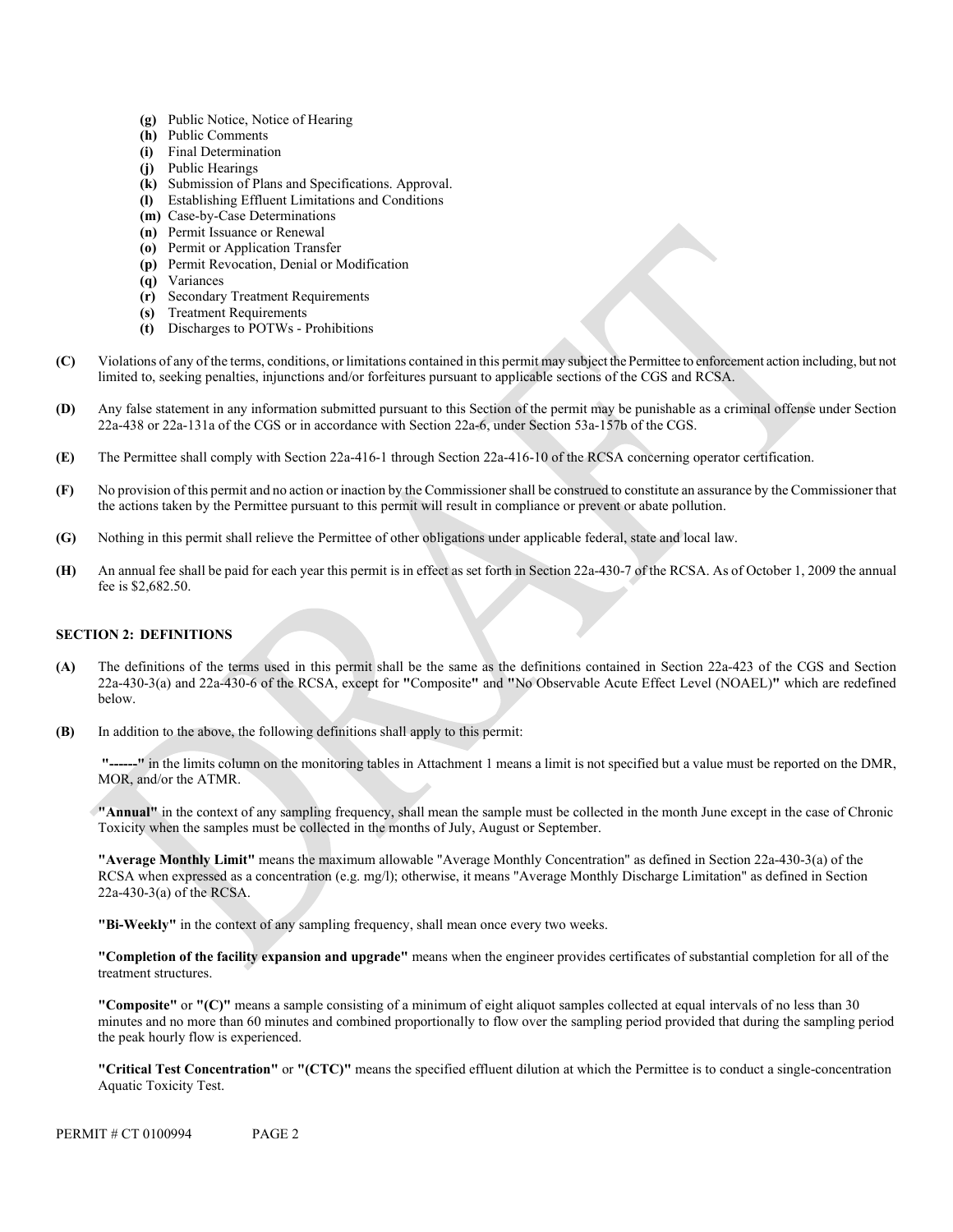- **(g)** Public Notice, Notice of Hearing
- **(h)** Public Comments
- **(i)** Final Determination
- **(j)** Public Hearings
- **(k)** Submission of Plans and Specifications. Approval.
- **(l)** Establishing Effluent Limitations and Conditions
- **(m)** Case-by-Case Determinations
- **(n)** Permit Issuance or Renewal
- **(o)** Permit or Application Transfer
- **(p)** Permit Revocation, Denial or Modification
- **(q)** Variances
- **(r)** Secondary Treatment Requirements
- **(s)** Treatment Requirements
- **(t)** Discharges to POTWs - Prohibitions

**(C)** Violations of any of the terms, conditions, or limitations contained in this permit may subject the Permittee to enforcement action including, but not limited to, seeking penalties, injunctions and/or forfeitures pursuant to applicable sections of the CGS and RCSA.

**(D)** Any false statement in any information submitted pursuant to this Section of the permit may be punishable as a criminal offense under Section 22a-438 or 22a-131a of the CGS or in accordance with Section 22a-6, under Section 53a-157b of the CGS.

**(E)** The Permittee shall comply with Section 22a-416-1 through Section 22a-416-10 of the RCSA concerning operator certification.

**(F)** No provision of this permit and no action or inaction by the Commissioner shall be construed to constitute an assurance by the Commissioner that the actions taken by the Permittee pursuant to this permit will result in compliance or prevent or abate pollution.

**(G)** Nothing in this permit shall relieve the Permittee of other obligations under applicable federal, state and local law.

**(H)** An annual fee shall be paid for each year this permit is in effect as set forth in Section 22a-430-7 of the RCSA. As of October 1, 2009 the annual fee is $2,682.50.

## SECTION 2: DEFINITIONS

**(A)** The definitions of the terms used in this permit shall be the same as the definitions contained in Section 22a-423 of the CGS and Section 22a-430-3(a) and 22a-430-6 of the RCSA, except for **"Composite"** and **"No Observable Acute Effect Level (NOAEL)"** which are redefined below.

**(B)** In addition to the above, the following definitions shall apply to this permit:

**"------"** in the limits column on the monitoring tables in Attachment 1 means a limit is not specified but a value must be reported on the DMR, MOR, and/or the ATMR.

**"Annual"** in the context of any sampling frequency, shall mean the sample must be collected in the month June except in the case of Chronic Toxicity when the samples must be collected in the months of July, August or September.

**"Average Monthly Limit"** means the maximum allowable "Average Monthly Concentration" as defined in Section 22a-430-3(a) of the RCSA when expressed as a concentration (e.g. mg/l); otherwise, it means "Average Monthly Discharge Limitation" as defined in Section 22a-430-3(a) of the RCSA.

**"Bi-Weekly"** in the context of any sampling frequency, shall mean once every two weeks.

**"Completion of the facility expansion and upgrade"** means when the engineer provides certificates of substantial completion for all of the treatment structures.

**"Composite"** or **"(C)"** means a sample consisting of a minimum of eight aliquot samples collected at equal intervals of no less than 30 minutes and no more than 60 minutes and combined proportionally to flow over the sampling period provided that during the sampling period the peak hourly flow is experienced.

**"Critical Test Concentration"** or **"(CTC)"** means the specified effluent dilution at which the Permittee is to conduct a single-concentration Aquatic Toxicity Test.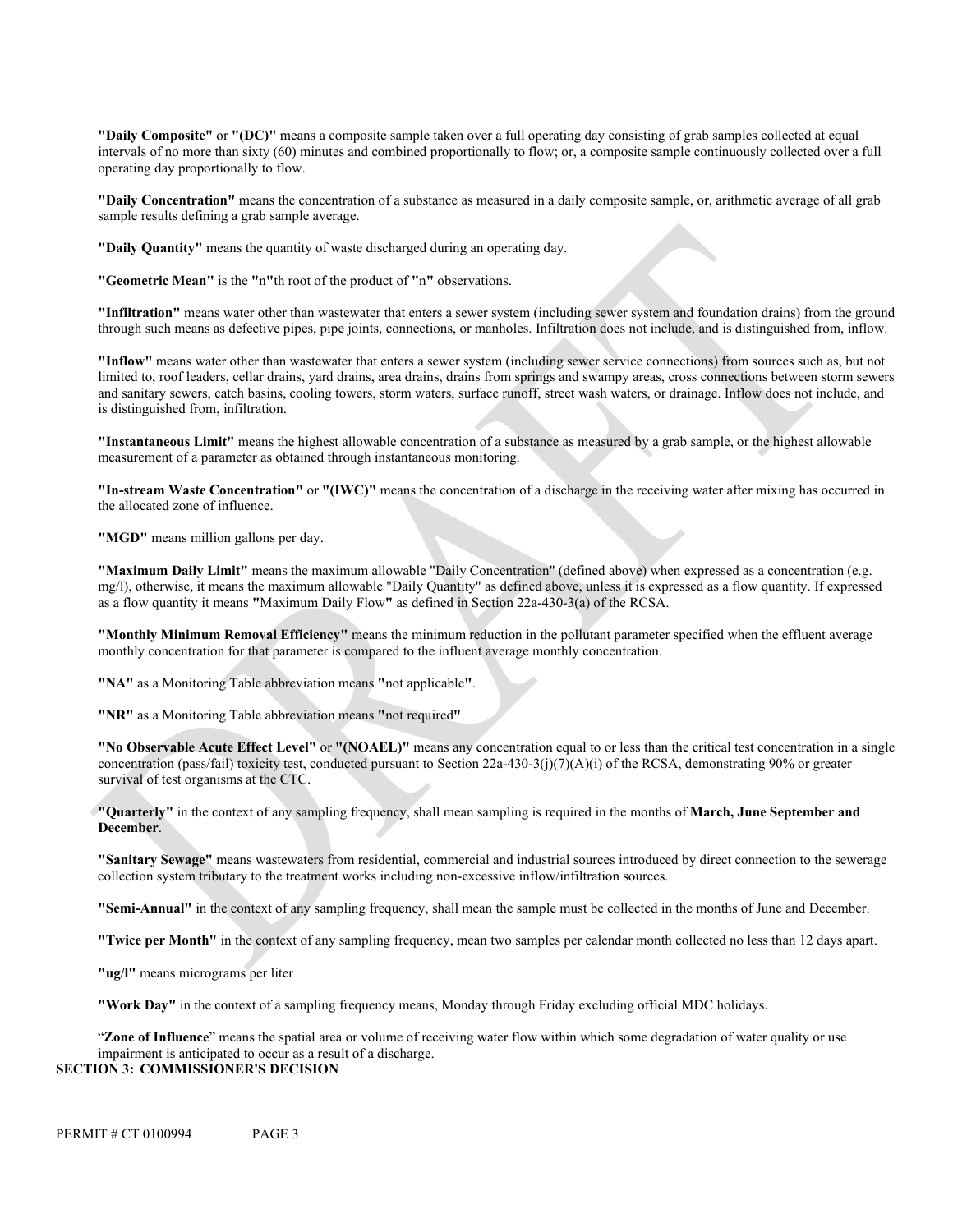**"Daily Composite"** or **"(DC)"** means a composite sample taken over a full operating day consisting of grab samples collected at equal intervals of no more than sixty (60) minutes and combined proportionally to flow; or, a composite sample continuously collected over a full operating day proportionally to flow.

**"Daily Concentration"** means the concentration of a substance as measured in a daily composite sample, or, arithmetic average of all grab sample results defining a grab sample average.

**"Daily Quantity"** means the quantity of waste discharged during an operating day.

**"Geometric Mean"** is the **"**n**"**th root of the product of **"**n**"** observations.

**"Infiltration"** means water other than wastewater that enters a sewer system (including sewer system and foundation drains) from the ground through such means as defective pipes, pipe joints, connections, or manholes. Infiltration does not include, and is distinguished from, inflow.

**"Inflow"** means water other than wastewater that enters a sewer system (including sewer service connections) from sources such as, but not limited to, roof leaders, cellar drains, yard drains, area drains, drains from springs and swampy areas, cross connections between storm sewers and sanitary sewers, catch basins, cooling towers, storm waters, surface runoff, street wash waters, or drainage. Inflow does not include, and is distinguished from, infiltration.

**"Instantaneous Limit"** means the highest allowable concentration of a substance as measured by a grab sample, or the highest allowable measurement of a parameter as obtained through instantaneous monitoring.

**"In-stream Waste Concentration"** or **"(IWC)"** means the concentration of a discharge in the receiving water after mixing has occurred in the allocated zone of influence.

**"MGD"** means million gallons per day.

**"Maximum Daily Limit"** means the maximum allowable "Daily Concentration" (defined above) when expressed as a concentration (e.g. mg/l), otherwise, it means the maximum allowable "Daily Quantity" as defined above, unless it is expressed as a flow quantity. If expressed as a flow quantity it means **"**Maximum Daily Flow**"** as defined in Section 22a-430-3(a) of the RCSA.

**"Monthly Minimum Removal Efficiency"** means the minimum reduction in the pollutant parameter specified when the effluent average monthly concentration for that parameter is compared to the influent average monthly concentration.

**"NA"** as a Monitoring Table abbreviation means **"**not applicable**"**.

**"NR"** as a Monitoring Table abbreviation means **"**not required**"**.

**"No Observable Acute Effect Level"** or **"(NOAEL)"** means any concentration equal to or less than the critical test concentration in a single concentration (pass/fail) toxicity test, conducted pursuant to Section 22a-430-3(j)(7)(A)(i) of the RCSA, demonstrating 90% or greater survival of test organisms at the CTC.

**"Quarterly"** in the context of any sampling frequency, shall mean sampling is required in the months of **March, June September and December**.

**"Sanitary Sewage"** means wastewaters from residential, commercial and industrial sources introduced by direct connection to the sewerage collection system tributary to the treatment works including non-excessive inflow/infiltration sources.

**"Semi-Annual"** in the context of any sampling frequency, shall mean the sample must be collected in the months of June and December.

**"Twice per Month"** in the context of any sampling frequency, mean two samples per calendar month collected no less than 12 days apart.

**"ug/l"** means micrograms per liter

**"Work Day"** in the context of a sampling frequency means, Monday through Friday excluding official MDC holidays.

"**Zone of Influence**" means the spatial area or volume of receiving water flow within which some degradation of water quality or use impairment is anticipated to occur as a result of a discharge.

**SECTION 3: COMMISSIONER'S DECISION**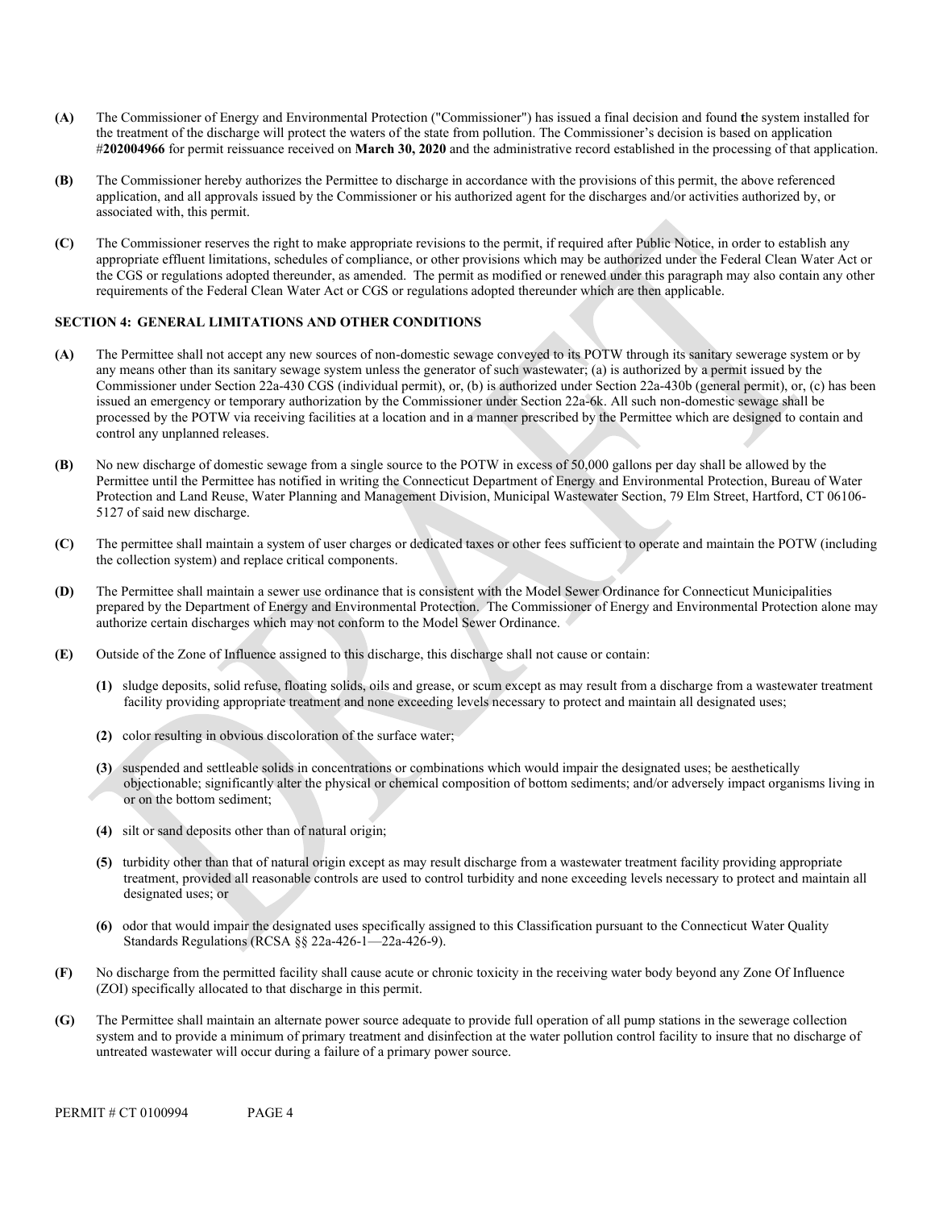**(A)** The Commissioner of Energy and Environmental Protection ("Commissioner") has issued a final decision and found **t**he system installed for the treatment of the discharge will protect the waters of the state from pollution. The Commissioner's decision is based on application #**202004966** for permit reissuance received on **March 30, 2020** and the administrative record established in the processing of that application.

**(B)** The Commissioner hereby authorizes the Permittee to discharge in accordance with the provisions of this permit, the above referenced application, and all approvals issued by the Commissioner or his authorized agent for the discharges and/or activities authorized by, or associated with, this permit.

**(C)** The Commissioner reserves the right to make appropriate revisions to the permit, if required after Public Notice, in order to establish any appropriate effluent limitations, schedules of compliance, or other provisions which may be authorized under the Federal Clean Water Act or the CGS or regulations adopted thereunder, as amended. The permit as modified or renewed under this paragraph may also contain any other requirements of the Federal Clean Water Act or CGS or regulations adopted thereunder which are then applicable.

## SECTION 4: GENERAL LIMITATIONS AND OTHER CONDITIONS

**(A)** The Permittee shall not accept any new sources of non-domestic sewage conveyed to its POTW through its sanitary sewerage system or by any means other than its sanitary sewage system unless the generator of such wastewater; (a) is authorized by a permit issued by the Commissioner under Section 22a-430 CGS (individual permit), or, (b) is authorized under Section 22a-430b (general permit), or, (c) has been issued an emergency or temporary authorization by the Commissioner under Section 22a-6k. All such non-domestic sewage shall be processed by the POTW via receiving facilities at a location and in a manner prescribed by the Permittee which are designed to contain and control any unplanned releases.

**(B)** No new discharge of domestic sewage from a single source to the POTW in excess of 50,000 gallons per day shall be allowed by the Permittee until the Permittee has notified in writing the Connecticut Department of Energy and Environmental Protection, Bureau of Water Protection and Land Reuse, Water Planning and Management Division, Municipal Wastewater Section, 79 Elm Street, Hartford, CT 06106-5127 of said new discharge.

**(C)** The permittee shall maintain a system of user charges or dedicated taxes or other fees sufficient to operate and maintain the POTW (including the collection system) and replace critical components.

**(D)** The Permittee shall maintain a sewer use ordinance that is consistent with the Model Sewer Ordinance for Connecticut Municipalities prepared by the Department of Energy and Environmental Protection. The Commissioner of Energy and Environmental Protection alone may authorize certain discharges which may not conform to the Model Sewer Ordinance.

**(E)** Outside of the Zone of Influence assigned to this discharge, this discharge shall not cause or contain:

- **(1)** sludge deposits, solid refuse, floating solids, oils and grease, or scum except as may result from a discharge from a wastewater treatment facility providing appropriate treatment and none exceeding levels necessary to protect and maintain all designated uses;
- **(2)** color resulting in obvious discoloration of the surface water;
- **(3)** suspended and settleable solids in concentrations or combinations which would impair the designated uses; be aesthetically objectionable; significantly alter the physical or chemical composition of bottom sediments; and/or adversely impact organisms living in or on the bottom sediment;
- **(4)** silt or sand deposits other than of natural origin;
- **(5)** turbidity other than that of natural origin except as may result discharge from a wastewater treatment facility providing appropriate treatment, provided all reasonable controls are used to control turbidity and none exceeding levels necessary to protect and maintain all designated uses; or
- **(6)** odor that would impair the designated uses specifically assigned to this Classification pursuant to the Connecticut Water Quality Standards Regulations (RCSA §§ 22a-426-1—22a-426-9).

**(F)** No discharge from the permitted facility shall cause acute or chronic toxicity in the receiving water body beyond any Zone Of Influence (ZOI) specifically allocated to that discharge in this permit.

**(G)** The Permittee shall maintain an alternate power source adequate to provide full operation of all pump stations in the sewerage collection system and to provide a minimum of primary treatment and disinfection at the water pollution control facility to insure that no discharge of untreated wastewater will occur during a failure of a primary power source.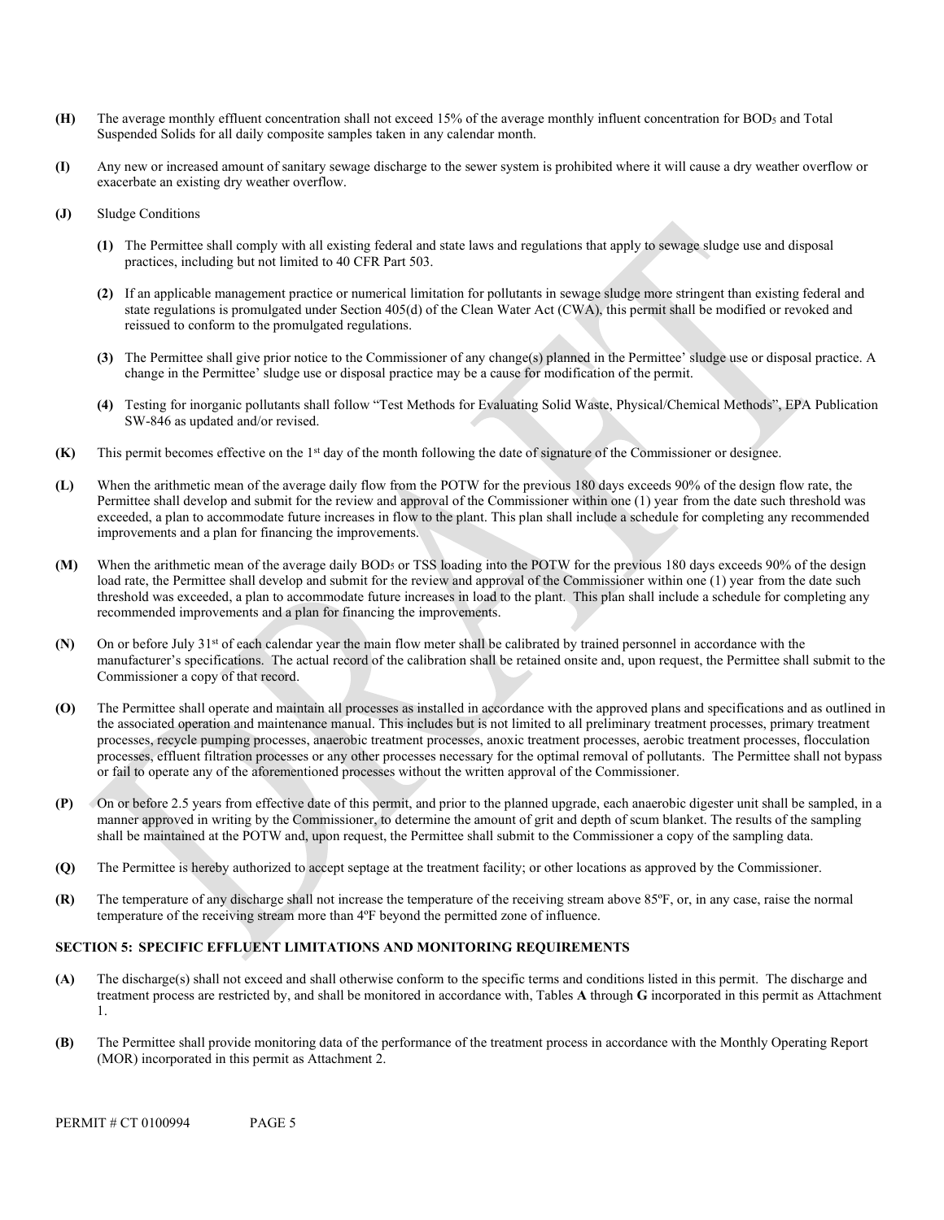**(H)** The average monthly effluent concentration shall not exceed 15% of the average monthly influent concentration for $BOD_5$ and Total Suspended Solids for all daily composite samples taken in any calendar month.

**(I)** Any new or increased amount of sanitary sewage discharge to the sewer system is prohibited where it will cause a dry weather overflow or exacerbate an existing dry weather overflow.

**(J)** Sludge Conditions

**(1)** The Permittee shall comply with all existing federal and state laws and regulations that apply to sewage sludge use and disposal practices, including but not limited to 40 CFR Part 503.

**(2)** If an applicable management practice or numerical limitation for pollutants in sewage sludge more stringent than existing federal and state regulations is promulgated under Section 405(d) of the Clean Water Act (CWA), this permit shall be modified or revoked and reissued to conform to the promulgated regulations.

**(3)** The Permittee shall give prior notice to the Commissioner of any change(s) planned in the Permittee' sludge use or disposal practice. A change in the Permittee' sludge use or disposal practice may be a cause for modification of the permit.

**(4)** Testing for inorganic pollutants shall follow "Test Methods for Evaluating Solid Waste, Physical/Chemical Methods", EPA Publication SW-846 as updated and/or revised.

**(K)** This permit becomes effective on the 1st day of the month following the date of signature of the Commissioner or designee.

**(L)** When the arithmetic mean of the average daily flow from the POTW for the previous 180 days exceeds 90% of the design flow rate, the Permittee shall develop and submit for the review and approval of the Commissioner within one (1) year from the date such threshold was exceeded, a plan to accommodate future increases in flow to the plant. This plan shall include a schedule for completing any recommended improvements and a plan for financing the improvements.

**(M)** When the arithmetic mean of the average daily $BOD_5$ or TSS loading into the POTW for the previous 180 days exceeds 90% of the design load rate, the Permittee shall develop and submit for the review and approval of the Commissioner within one (1) year from the date such threshold was exceeded, a plan to accommodate future increases in load to the plant. This plan shall include a schedule for completing any recommended improvements and a plan for financing the improvements.

**(N)** On or before July 31st of each calendar year the main flow meter shall be calibrated by trained personnel in accordance with the manufacturer's specifications. The actual record of the calibration shall be retained onsite and, upon request, the Permittee shall submit to the Commissioner a copy of that record.

**(O)** The Permittee shall operate and maintain all processes as installed in accordance with the approved plans and specifications and as outlined in the associated operation and maintenance manual. This includes but is not limited to all preliminary treatment processes, primary treatment processes, recycle pumping processes, anaerobic treatment processes, anoxic treatment processes, aerobic treatment processes, flocculation processes, effluent filtration processes or any other processes necessary for the optimal removal of pollutants. The Permittee shall not bypass or fail to operate any of the aforementioned processes without the written approval of the Commissioner.

**(P)** On or before 2.5 years from effective date of this permit, and prior to the planned upgrade, each anaerobic digester unit shall be sampled, in a manner approved in writing by the Commissioner, to determine the amount of grit and depth of scum blanket. The results of the sampling shall be maintained at the POTW and, upon request, the Permittee shall submit to the Commissioner a copy of the sampling data.

**(Q)** The Permittee is hereby authorized to accept septage at the treatment facility; or other locations as approved by the Commissioner.

**(R)** The temperature of any discharge shall not increase the temperature of the receiving stream above 85ºF, or, in any case, raise the normal temperature of the receiving stream more than 4ºF beyond the permitted zone of influence.

## SECTION 5: SPECIFIC EFFLUENT LIMITATIONS AND MONITORING REQUIREMENTS

**(A)** The discharge(s) shall not exceed and shall otherwise conform to the specific terms and conditions listed in this permit. The discharge and treatment process are restricted by, and shall be monitored in accordance with, Tables **A** through **G** incorporated in this permit as Attachment 1.

**(B)** The Permittee shall provide monitoring data of the performance of the treatment process in accordance with the Monthly Operating Report (MOR) incorporated in this permit as Attachment 2.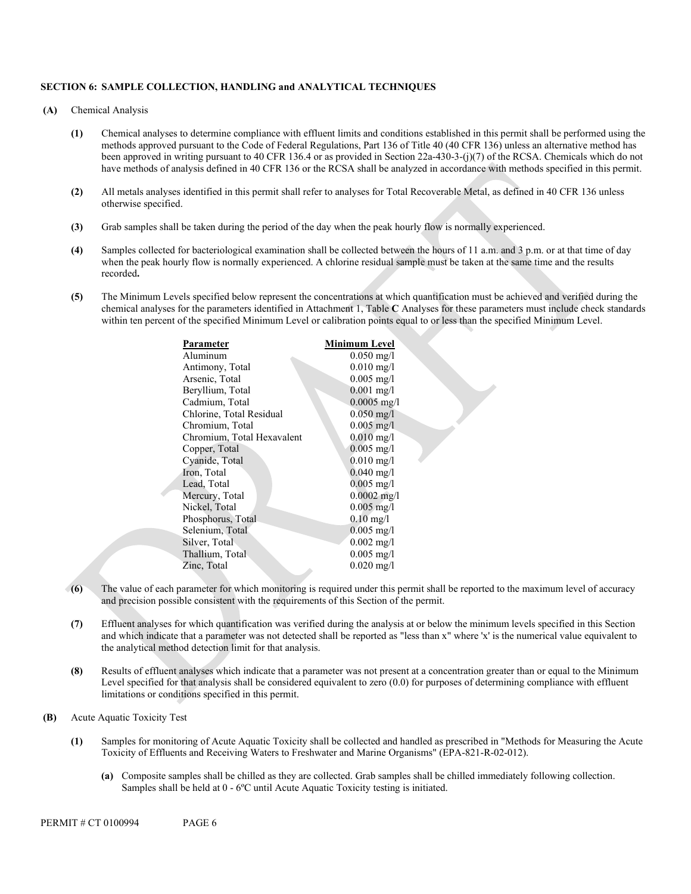### SECTION 6: SAMPLE COLLECTION, HANDLING and ANALYTICAL TECHNIQUES

**(A)** Chemical Analysis

**(1)** Chemical analyses to determine compliance with effluent limits and conditions established in this permit shall be performed using the methods approved pursuant to the Code of Federal Regulations, Part 136 of Title 40 (40 CFR 136) unless an alternative method has been approved in writing pursuant to 40 CFR 136.4 or as provided in Section 22a-430-3-(j)(7) of the RCSA. Chemicals which do not have methods of analysis defined in 40 CFR 136 or the RCSA shall be analyzed in accordance with methods specified in this permit.

**(2)** All metals analyses identified in this permit shall refer to analyses for Total Recoverable Metal, as defined in 40 CFR 136 unless otherwise specified.

**(3)** Grab samples shall be taken during the period of the day when the peak hourly flow is normally experienced.

**(4)** Samples collected for bacteriological examination shall be collected between the hours of 11 a.m. and 3 p.m. or at that time of day when the peak hourly flow is normally experienced. A chlorine residual sample must be taken at the same time and the results recorded**.**

**(5)** The Minimum Levels specified below represent the concentrations at which quantification must be achieved and verified during the chemical analyses for the parameters identified in Attachment 1, Table **C** Analyses for these parameters must include check standards within ten percent of the specified Minimum Level or calibration points equal to or less than the specified Minimum Level.

| Parameter | Minimum Level |
|---|---|
| Aluminum | 0.050 mg/l |
| Antimony, Total | 0.010 mg/l |
| Arsenic, Total | 0.005 mg/l |
| Beryllium, Total | 0.001 mg/l |
| Cadmium, Total | 0.0005 mg/l |
| Chlorine, Total Residual | 0.050 mg/l |
| Chromium, Total | 0.005 mg/l |
| Chromium, Total Hexavalent | 0.010 mg/l |
| Copper, Total | 0.005 mg/l |
| Cyanide, Total | 0.010 mg/l |
| Iron, Total | 0.040 mg/l |
| Lead, Total | 0.005 mg/l |
| Mercury, Total | 0.0002 mg/l |
| Nickel, Total | 0.005 mg/l |
| Phosphorus, Total | 0.10 mg/l |
| Selenium, Total | 0.005 mg/l |
| Silver, Total | 0.002 mg/l |
| Thallium, Total | 0.005 mg/l |
| Zinc, Total | 0.020 mg/l |

**(6)** The value of each parameter for which monitoring is required under this permit shall be reported to the maximum level of accuracy and precision possible consistent with the requirements of this Section of the permit.

**(7)** Effluent analyses for which quantification was verified during the analysis at or below the minimum levels specified in this Section and which indicate that a parameter was not detected shall be reported as "less than x" where 'x' is the numerical value equivalent to the analytical method detection limit for that analysis.

**(8)** Results of effluent analyses which indicate that a parameter was not present at a concentration greater than or equal to the Minimum Level specified for that analysis shall be considered equivalent to zero (0.0) for purposes of determining compliance with effluent limitations or conditions specified in this permit.

**(B)** Acute Aquatic Toxicity Test

**(1)** Samples for monitoring of Acute Aquatic Toxicity shall be collected and handled as prescribed in "Methods for Measuring the Acute Toxicity of Effluents and Receiving Waters to Freshwater and Marine Organisms" (EPA-821-R-02-012).

**(a)** Composite samples shall be chilled as they are collected. Grab samples shall be chilled immediately following collection. Samples shall be held at 0 - 6ºC until Acute Aquatic Toxicity testing is initiated.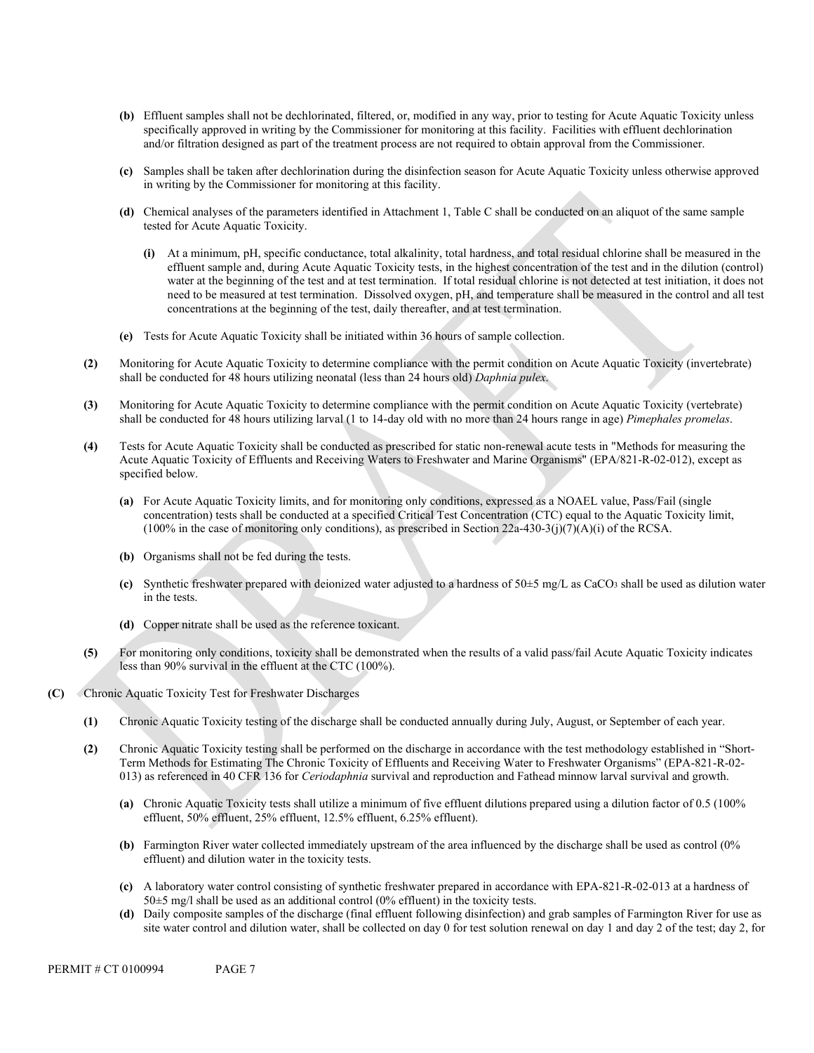**(b)** Effluent samples shall not be dechlorinated, filtered, or, modified in any way, prior to testing for Acute Aquatic Toxicity unless specifically approved in writing by the Commissioner for monitoring at this facility. Facilities with effluent dechlorination and/or filtration designed as part of the treatment process are not required to obtain approval from the Commissioner.

**(c)** Samples shall be taken after dechlorination during the disinfection season for Acute Aquatic Toxicity unless otherwise approved in writing by the Commissioner for monitoring at this facility.

**(d)** Chemical analyses of the parameters identified in Attachment 1, Table C shall be conducted on an aliquot of the same sample tested for Acute Aquatic Toxicity.

**(i)** At a minimum, pH, specific conductance, total alkalinity, total hardness, and total residual chlorine shall be measured in the effluent sample and, during Acute Aquatic Toxicity tests, in the highest concentration of the test and in the dilution (control) water at the beginning of the test and at test termination. If total residual chlorine is not detected at test initiation, it does not need to be measured at test termination. Dissolved oxygen, pH, and temperature shall be measured in the control and all test concentrations at the beginning of the test, daily thereafter, and at test termination.

**(e)** Tests for Acute Aquatic Toxicity shall be initiated within 36 hours of sample collection.

**(2)** Monitoring for Acute Aquatic Toxicity to determine compliance with the permit condition on Acute Aquatic Toxicity (invertebrate) shall be conducted for 48 hours utilizing neonatal (less than 24 hours old) *Daphnia pulex*.

**(3)** Monitoring for Acute Aquatic Toxicity to determine compliance with the permit condition on Acute Aquatic Toxicity (vertebrate) shall be conducted for 48 hours utilizing larval (1 to 14-day old with no more than 24 hours range in age) *Pimephales promelas*.

**(4)** Tests for Acute Aquatic Toxicity shall be conducted as prescribed for static non-renewal acute tests in "Methods for measuring the Acute Aquatic Toxicity of Effluents and Receiving Waters to Freshwater and Marine Organisms" (EPA/821-R-02-012), except as specified below.

**(a)** For Acute Aquatic Toxicity limits, and for monitoring only conditions, expressed as a NOAEL value, Pass/Fail (single concentration) tests shall be conducted at a specified Critical Test Concentration (CTC) equal to the Aquatic Toxicity limit, (100% in the case of monitoring only conditions), as prescribed in Section 22a-430-3(j)(7)(A)(i) of the RCSA.

**(b)** Organisms shall not be fed during the tests.

**(c)** Synthetic freshwater prepared with deionized water adjusted to a hardness of 50±5 mg/L as $CaCO_3$ shall be used as dilution water in the tests.

**(d)** Copper nitrate shall be used as the reference toxicant.

**(5)** For monitoring only conditions, toxicity shall be demonstrated when the results of a valid pass/fail Acute Aquatic Toxicity indicates less than 90% survival in the effluent at the CTC (100%).

**(C)** Chronic Aquatic Toxicity Test for Freshwater Discharges

**(1)** Chronic Aquatic Toxicity testing of the discharge shall be conducted annually during July, August, or September of each year.

**(2)** Chronic Aquatic Toxicity testing shall be performed on the discharge in accordance with the test methodology established in "Short-Term Methods for Estimating The Chronic Toxicity of Effluents and Receiving Water to Freshwater Organisms" (EPA-821-R-02-013) as referenced in 40 CFR 136 for *Ceriodaphnia* survival and reproduction and Fathead minnow larval survival and growth.

**(a)** Chronic Aquatic Toxicity tests shall utilize a minimum of five effluent dilutions prepared using a dilution factor of 0.5 (100% effluent, 50% effluent, 25% effluent, 12.5% effluent, 6.25% effluent).

**(b)** Farmington River water collected immediately upstream of the area influenced by the discharge shall be used as control (0% effluent) and dilution water in the toxicity tests.

**(c)** A laboratory water control consisting of synthetic freshwater prepared in accordance with EPA-821-R-02-013 at a hardness of 50±5 mg/l shall be used as an additional control (0% effluent) in the toxicity tests.

**(d)** Daily composite samples of the discharge (final effluent following disinfection) and grab samples of Farmington River for use as site water control and dilution water, shall be collected on day 0 for test solution renewal on day 1 and day 2 of the test; day 2, for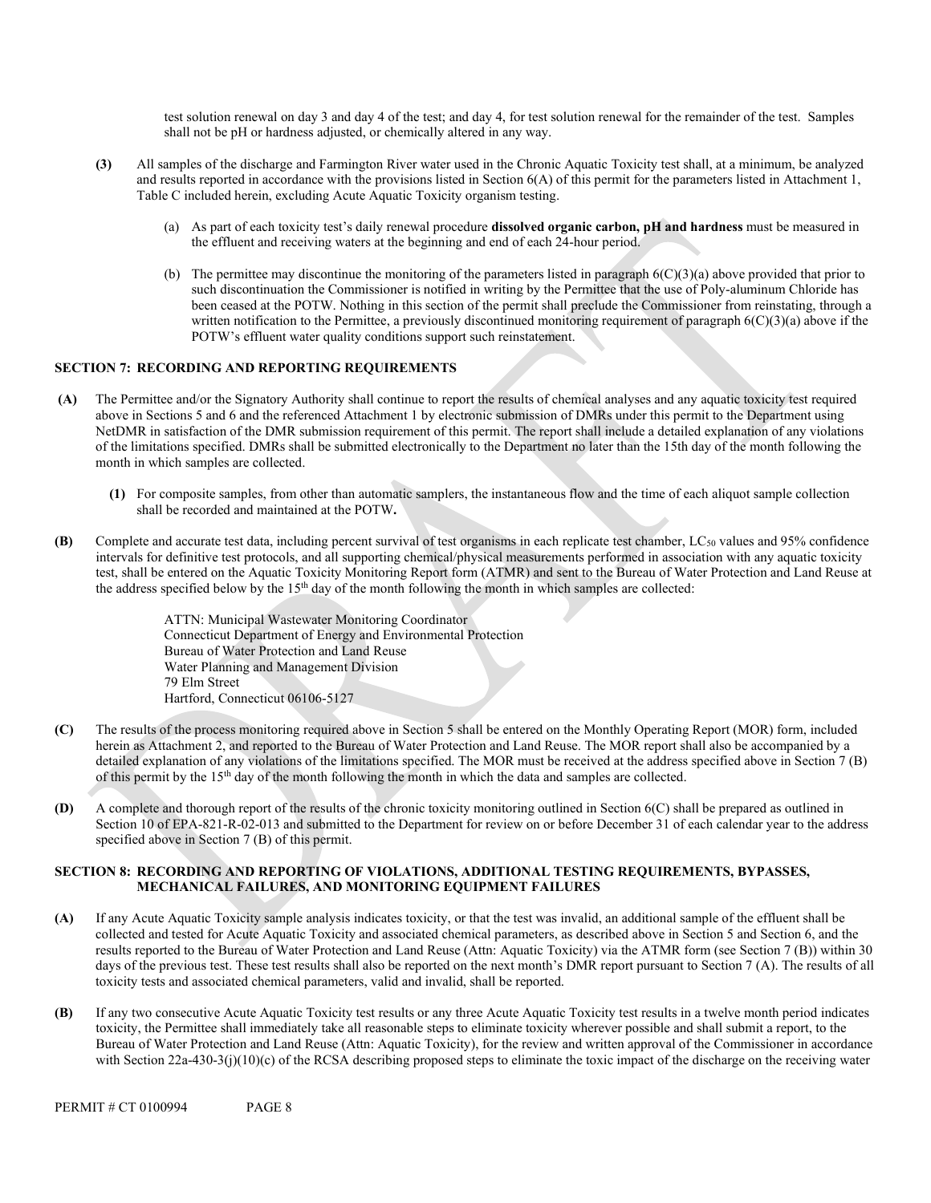test solution renewal on day 3 and day 4 of the test; and day 4, for test solution renewal for the remainder of the test. Samples shall not be pH or hardness adjusted, or chemically altered in any way.

**(3)** All samples of the discharge and Farmington River water used in the Chronic Aquatic Toxicity test shall, at a minimum, be analyzed and results reported in accordance with the provisions listed in Section 6(A) of this permit for the parameters listed in Attachment 1, Table C included herein, excluding Acute Aquatic Toxicity organism testing.

(a) As part of each toxicity test's daily renewal procedure **dissolved organic carbon, pH and hardness** must be measured in the effluent and receiving waters at the beginning and end of each 24-hour period.

(b) The permittee may discontinue the monitoring of the parameters listed in paragraph 6(C)(3)(a) above provided that prior to such discontinuation the Commissioner is notified in writing by the Permittee that the use of Poly-aluminum Chloride has been ceased at the POTW. Nothing in this section of the permit shall preclude the Commissioner from reinstating, through a written notification to the Permittee, a previously discontinued monitoring requirement of paragraph 6(C)(3)(a) above if the POTW's effluent water quality conditions support such reinstatement.

## SECTION 7: RECORDING AND REPORTING REQUIREMENTS

**(A)** The Permittee and/or the Signatory Authority shall continue to report the results of chemical analyses and any aquatic toxicity test required above in Sections 5 and 6 and the referenced Attachment 1 by electronic submission of DMRs under this permit to the Department using NetDMR in satisfaction of the DMR submission requirement of this permit. The report shall include a detailed explanation of any violations of the limitations specified. DMRs shall be submitted electronically to the Department no later than the 15th day of the month following the month in which samples are collected.

**(1)** For composite samples, from other than automatic samplers, the instantaneous flow and the time of each aliquot sample collection shall be recorded and maintained at the POTW**.**

**(B)** Complete and accurate test data, including percent survival of test organisms in each replicate test chamber, $LC_{50}$ values and 95% confidence intervals for definitive test protocols, and all supporting chemical/physical measurements performed in association with any aquatic toxicity test, shall be entered on the Aquatic Toxicity Monitoring Report form (ATMR) and sent to the Bureau of Water Protection and Land Reuse at the address specified below by the 15th day of the month following the month in which samples are collected:

ATTN: Municipal Wastewater Monitoring Coordinator
Connecticut Department of Energy and Environmental Protection
Bureau of Water Protection and Land Reuse
Water Planning and Management Division
79 Elm Street
Hartford, Connecticut 06106-5127

**(C)** The results of the process monitoring required above in Section 5 shall be entered on the Monthly Operating Report (MOR) form, included herein as Attachment 2, and reported to the Bureau of Water Protection and Land Reuse. The MOR report shall also be accompanied by a detailed explanation of any violations of the limitations specified. The MOR must be received at the address specified above in Section 7 (B) of this permit by the 15th day of the month following the month in which the data and samples are collected.

**(D)** A complete and thorough report of the results of the chronic toxicity monitoring outlined in Section 6(C) shall be prepared as outlined in Section 10 of EPA-821-R-02-013 and submitted to the Department for review on or before December 31 of each calendar year to the address specified above in Section 7 (B) of this permit.

## SECTION 8: RECORDING AND REPORTING OF VIOLATIONS, ADDITIONAL TESTING REQUIREMENTS, BYPASSES, MECHANICAL FAILURES, AND MONITORING EQUIPMENT FAILURES

**(A)** If any Acute Aquatic Toxicity sample analysis indicates toxicity, or that the test was invalid, an additional sample of the effluent shall be collected and tested for Acute Aquatic Toxicity and associated chemical parameters, as described above in Section 5 and Section 6, and the results reported to the Bureau of Water Protection and Land Reuse (Attn: Aquatic Toxicity) via the ATMR form (see Section 7 (B)) within 30 days of the previous test. These test results shall also be reported on the next month's DMR report pursuant to Section 7 (A). The results of all toxicity tests and associated chemical parameters, valid and invalid, shall be reported.

**(B)** If any two consecutive Acute Aquatic Toxicity test results or any three Acute Aquatic Toxicity test results in a twelve month period indicates toxicity, the Permittee shall immediately take all reasonable steps to eliminate toxicity wherever possible and shall submit a report, to the Bureau of Water Protection and Land Reuse (Attn: Aquatic Toxicity), for the review and written approval of the Commissioner in accordance with Section 22a-430-3(j)(10)(c) of the RCSA describing proposed steps to eliminate the toxic impact of the discharge on the receiving water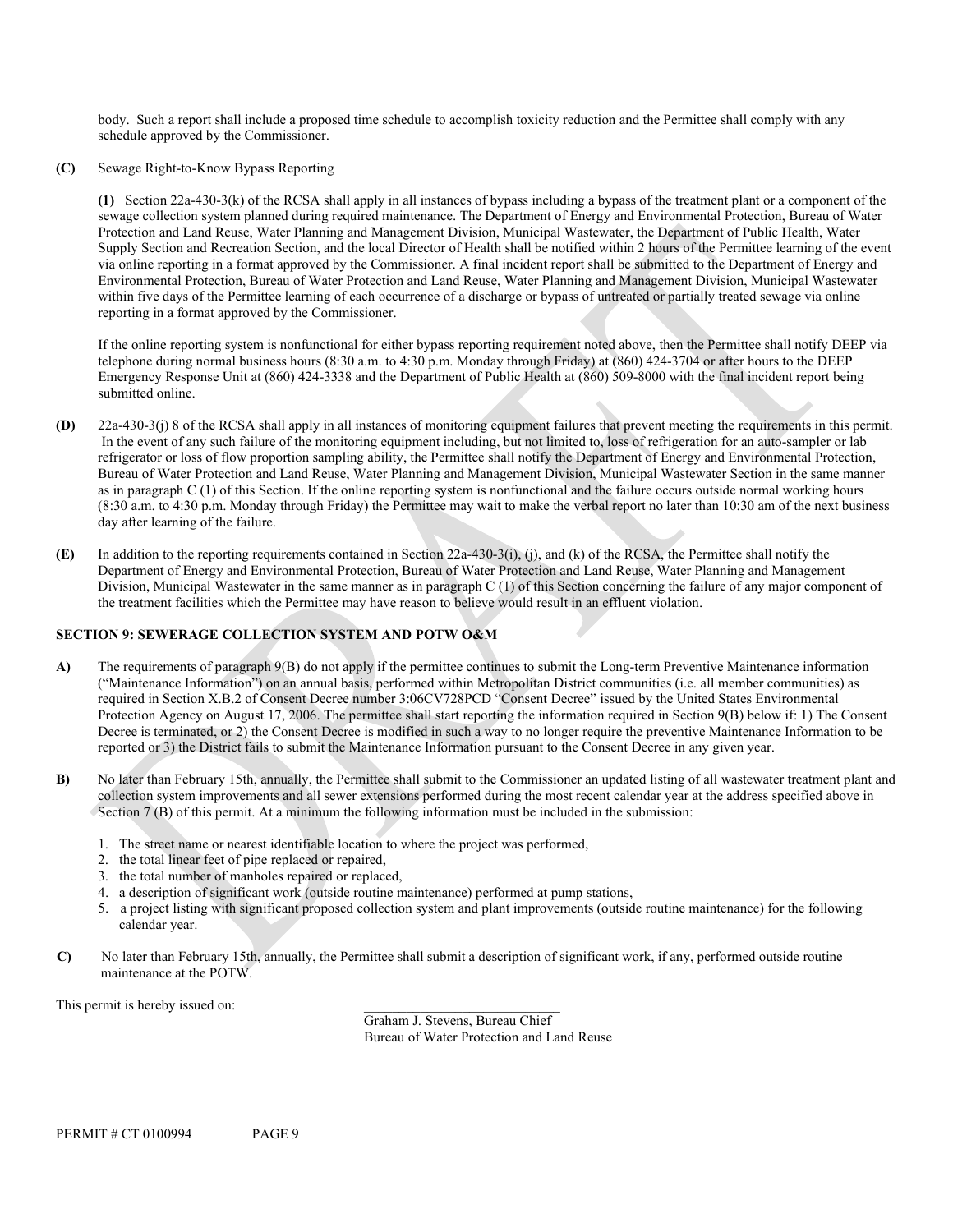body. Such a report shall include a proposed time schedule to accomplish toxicity reduction and the Permittee shall comply with any schedule approved by the Commissioner.

**(C)** Sewage Right-to-Know Bypass Reporting

**(1)** Section 22a-430-3(k) of the RCSA shall apply in all instances of bypass including a bypass of the treatment plant or a component of the sewage collection system planned during required maintenance. The Department of Energy and Environmental Protection, Bureau of Water Protection and Land Reuse, Water Planning and Management Division, Municipal Wastewater, the Department of Public Health, Water Supply Section and Recreation Section, and the local Director of Health shall be notified within 2 hours of the Permittee learning of the event via online reporting in a format approved by the Commissioner. A final incident report shall be submitted to the Department of Energy and Environmental Protection, Bureau of Water Protection and Land Reuse, Water Planning and Management Division, Municipal Wastewater within five days of the Permittee learning of each occurrence of a discharge or bypass of untreated or partially treated sewage via online reporting in a format approved by the Commissioner.

If the online reporting system is nonfunctional for either bypass reporting requirement noted above, then the Permittee shall notify DEEP via telephone during normal business hours (8:30 a.m. to 4:30 p.m. Monday through Friday) at (860) 424-3704 or after hours to the DEEP Emergency Response Unit at (860) 424-3338 and the Department of Public Health at (860) 509-8000 with the final incident report being submitted online.

**(D)** 22a-430-3(j) 8 of the RCSA shall apply in all instances of monitoring equipment failures that prevent meeting the requirements in this permit. In the event of any such failure of the monitoring equipment including, but not limited to, loss of refrigeration for an auto-sampler or lab refrigerator or loss of flow proportion sampling ability, the Permittee shall notify the Department of Energy and Environmental Protection, Bureau of Water Protection and Land Reuse, Water Planning and Management Division, Municipal Wastewater Section in the same manner as in paragraph C (1) of this Section. If the online reporting system is nonfunctional and the failure occurs outside normal working hours (8:30 a.m. to 4:30 p.m. Monday through Friday) the Permittee may wait to make the verbal report no later than 10:30 am of the next business day after learning of the failure.

**(E)** In addition to the reporting requirements contained in Section 22a-430-3(i), (j), and (k) of the RCSA, the Permittee shall notify the Department of Energy and Environmental Protection, Bureau of Water Protection and Land Reuse, Water Planning and Management Division, Municipal Wastewater in the same manner as in paragraph C (1) of this Section concerning the failure of any major component of the treatment facilities which the Permittee may have reason to believe would result in an effluent violation.

## SECTION 9: SEWERAGE COLLECTION SYSTEM AND POTW O&M

**A)** The requirements of paragraph 9(B) do not apply if the permittee continues to submit the Long-term Preventive Maintenance information ("Maintenance Information") on an annual basis, performed within Metropolitan District communities (i.e. all member communities) as required in Section X.B.2 of Consent Decree number 3:06CV728PCD "Consent Decree" issued by the United States Environmental Protection Agency on August 17, 2006. The permittee shall start reporting the information required in Section 9(B) below if: 1) The Consent Decree is terminated, or 2) the Consent Decree is modified in such a way to no longer require the preventive Maintenance Information to be reported or 3) the District fails to submit the Maintenance Information pursuant to the Consent Decree in any given year.

**B)** No later than February 15th, annually, the Permittee shall submit to the Commissioner an updated listing of all wastewater treatment plant and collection system improvements and all sewer extensions performed during the most recent calendar year at the address specified above in Section 7 (B) of this permit. At a minimum the following information must be included in the submission:

1. The street name or nearest identifiable location to where the project was performed,
2. the total linear feet of pipe replaced or repaired,
3. the total number of manholes repaired or replaced,
4. a description of significant work (outside routine maintenance) performed at pump stations,
5. a project listing with significant proposed collection system and plant improvements (outside routine maintenance) for the following calendar year.

**C)** No later than February 15th, annually, the Permittee shall submit a description of significant work, if any, performed outside routine maintenance at the POTW.

This permit is hereby issued on:

\_\_\_\_\_\_\_\_\_\_\_\_\_\_\_\_\_\_\_\_\_\_\_\_\_\_\_\_\_\_
Graham J. Stevens, Bureau Chief
Bureau of Water Protection and Land Reuse

PERMIT # CT 0100994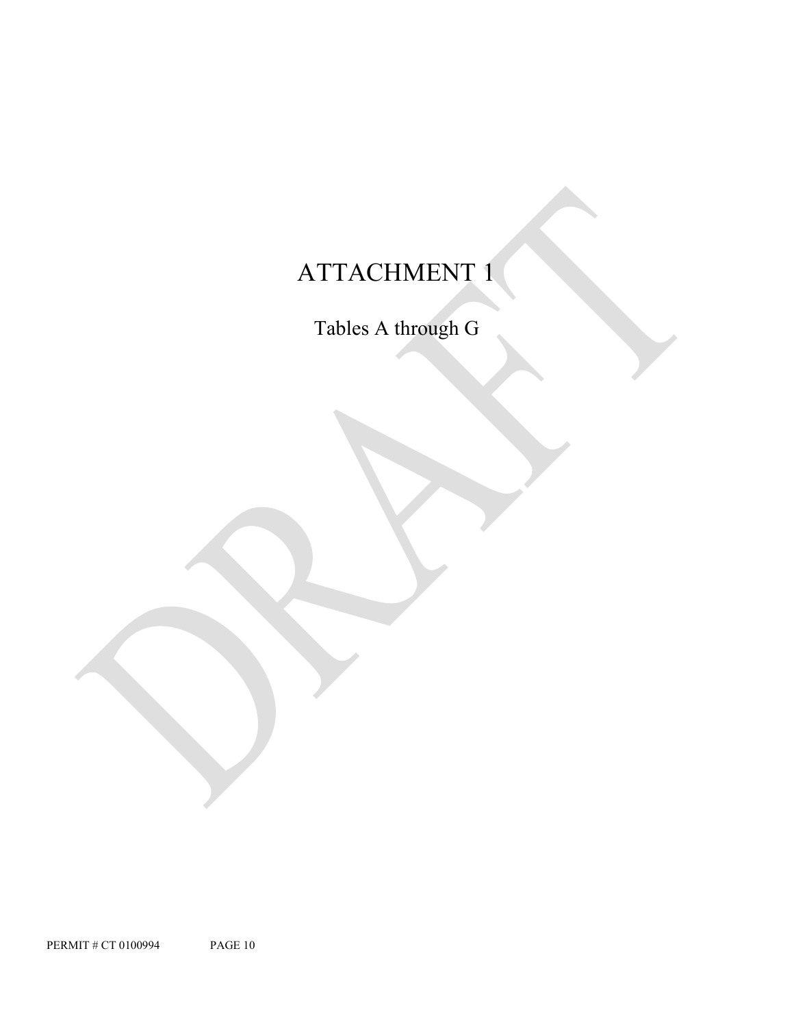# ATTACHMENT 1

Tables A through G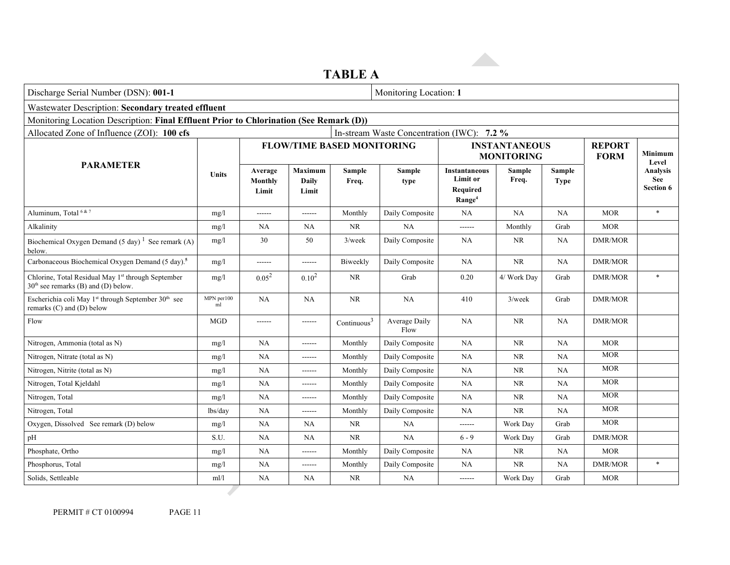## TABLE A

Discharge Serial Number (DSN): **001-1** — Monitoring Location: **1**

Wastewater Description: **Secondary treated effluent**

Monitoring Location Description: **Final Effluent Prior to Chlorination (See Remark (D))**

Allocated Zone of Influence (ZOI): **100 cfs** — In-stream Waste Concentration (IWC): **7.2 %**

| PARAMETER | Units | FLOW/TIME BASED MONITORING | | | | INSTANTANEOUS MONITORING | | | REPORT FORM | Minimum Level Analysis See Section 6 |
|---|---|---|---|---|---|---|---|---|---|---|
| | | Average Monthly Limit | Maximum Daily Limit | Sample Freq. | Sample type | Instantaneous Limit or Required Range[4] | Sample Freq. | Sample Type | | |
| Aluminum, Total [6 & 7] | mg/l | ------ | ------ | Monthly | Daily Composite | NA | NA | NA | MOR | * |
| Alkalinity | mg/l | NA | NA | NR | NA | ------ | Monthly | Grab | MOR | |
| Biochemical Oxygen Demand (5 day) [1] See remark (A) below. | mg/l | 30 | 50 | 3/week | Daily Composite | NA | NR | NA | DMR/MOR | |
| Carbonaceous Biochemical Oxygen Demand (5 day).[5] | mg/l | ------ | ------ | Biweekly | Daily Composite | NA | NR | NA | DMR/MOR | |
| Chlorine, Total Residual May 1st through September 30th see remarks (B) and (D) below. | mg/l | 0.05[2] | 0.10[2] | NR | Grab | 0.20 | 4/ Work Day | Grab | DMR/MOR | * |
| Escherichia coli May 1st through September 30th see remarks (C) and (D) below | MPN per100 ml | NA | NA | NR | NA | 410 | 3/week | Grab | DMR/MOR | |
| Flow | MGD | ------ | ------ | Continuous[3] | Average Daily Flow | NA | NR | NA | DMR/MOR | |
| Nitrogen, Ammonia (total as N) | mg/l | NA | ------ | Monthly | Daily Composite | NA | NR | NA | MOR | |
| Nitrogen, Nitrate (total as N) | mg/l | NA | ------ | Monthly | Daily Composite | NA | NR | NA | MOR | |
| Nitrogen, Nitrite (total as N) | mg/l | NA | ------ | Monthly | Daily Composite | NA | NR | NA | MOR | |
| Nitrogen, Total Kjeldahl | mg/l | NA | ------ | Monthly | Daily Composite | NA | NR | NA | MOR | |
| Nitrogen, Total | mg/l | NA | ------ | Monthly | Daily Composite | NA | NR | NA | MOR | |
| Nitrogen, Total | lbs/day | NA | ------ | Monthly | Daily Composite | NA | NR | NA | MOR | |
| Oxygen, Dissolved See remark (D) below | mg/l | NA | NA | NR | NA | ------ | Work Day | Grab | MOR | |
| pH | S.U. | NA | NA | NR | NA | 6 - 9 | Work Day | Grab | DMR/MOR | |
| Phosphate, Ortho | mg/l | NA | ------ | Monthly | Daily Composite | NA | NR | NA | MOR | |
| Phosphorus, Total | mg/l | NA | ------ | Monthly | Daily Composite | NA | NR | NA | DMR/MOR | * |
| Solids, Settleable | ml/l | NA | NA | NR | NA | ------ | Work Day | Grab | MOR | |

PERMIT # CT 0100994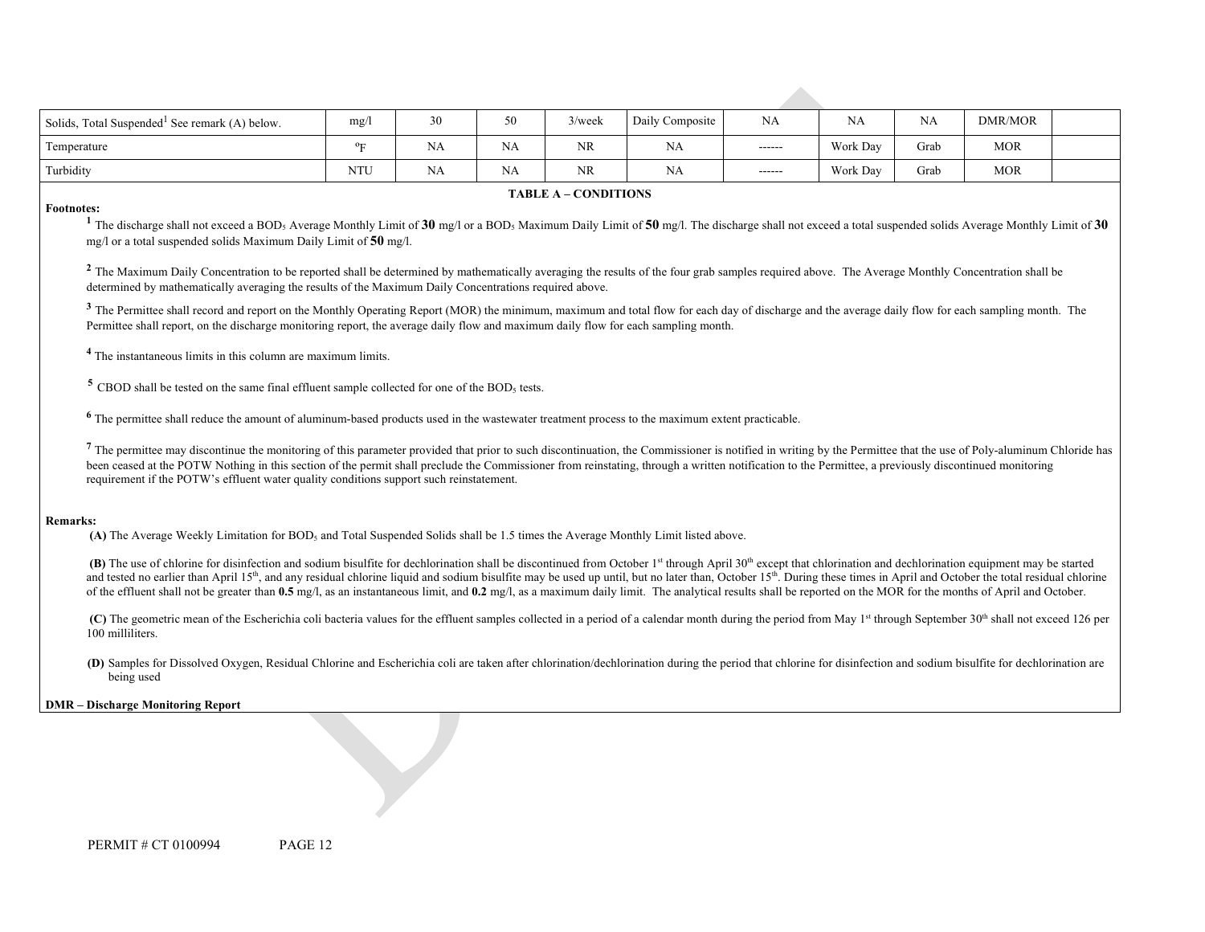| Solids, Total Suspended[1] See remark (A) below. | mg/l | 30 | 50 | 3/week | Daily Composite | NA | NA | NA | DMR/MOR | |
|---|---|---|---|---|---|---|---|---|---|---|
| Temperature | °F | NA | NA | NR | NA | ------ | Work Day | Grab | MOR | |
| Turbidity | NTU | NA | NA | NR | NA | ------ | Work Day | Grab | MOR | |

**TABLE A – CONDITIONS**

**Footnotes:**

[1] The discharge shall not exceed a $BOD_5$ Average Monthly Limit of **30** mg/l or a $BOD_5$ Maximum Daily Limit of **50** mg/l. The discharge shall not exceed a total suspended solids Average Monthly Limit of **30** mg/l or a total suspended solids Maximum Daily Limit of **50** mg/l.

[2] The Maximum Daily Concentration to be reported shall be determined by mathematically averaging the results of the four grab samples required above. The Average Monthly Concentration shall be determined by mathematically averaging the results of the Maximum Daily Concentrations required above.

[3] The Permittee shall record and report on the Monthly Operating Report (MOR) the minimum, maximum and total flow for each day of discharge and the average daily flow for each sampling month. The Permittee shall report, on the discharge monitoring report, the average daily flow and maximum daily flow for each sampling month.

[4] The instantaneous limits in this column are maximum limits.

[5] CBOD shall be tested on the same final effluent sample collected for one of the $BOD_5$ tests.

[6] The permittee shall reduce the amount of aluminum-based products used in the wastewater treatment process to the maximum extent practicable.

[7] The permittee may discontinue the monitoring of this parameter provided that prior to such discontinuation, the Commissioner is notified in writing by the Permittee that the use of Poly-aluminum Chloride has been ceased at the POTW Nothing in this section of the permit shall preclude the Commissioner from reinstating, through a written notification to the Permittee, a previously discontinued monitoring requirement if the POTW's effluent water quality conditions support such reinstatement.

**Remarks:**

**(A)** The Average Weekly Limitation for $BOD_5$ and Total Suspended Solids shall be 1.5 times the Average Monthly Limit listed above.

**(B)** The use of chlorine for disinfection and sodium bisulfite for dechlorination shall be discontinued from October 1st through April 30th except that chlorination and dechlorination equipment may be started and tested no earlier than April 15th, and any residual chlorine liquid and sodium bisulfite may be used up until, but no later than, October 15th. During these times in April and October the total residual chlorine of the effluent shall not be greater than **0.5** mg/l, as an instantaneous limit, and **0.2** mg/l, as a maximum daily limit. The analytical results shall be reported on the MOR for the months of April and October.

**(C)** The geometric mean of the Escherichia coli bacteria values for the effluent samples collected in a period of a calendar month during the period from May 1st through September 30th shall not exceed 126 per 100 milliliters.

**(D)** Samples for Dissolved Oxygen, Residual Chlorine and Escherichia coli are taken after chlorination/dechlorination during the period that chlorine for disinfection and sodium bisulfite for dechlorination are being used

**DMR – Discharge Monitoring Report**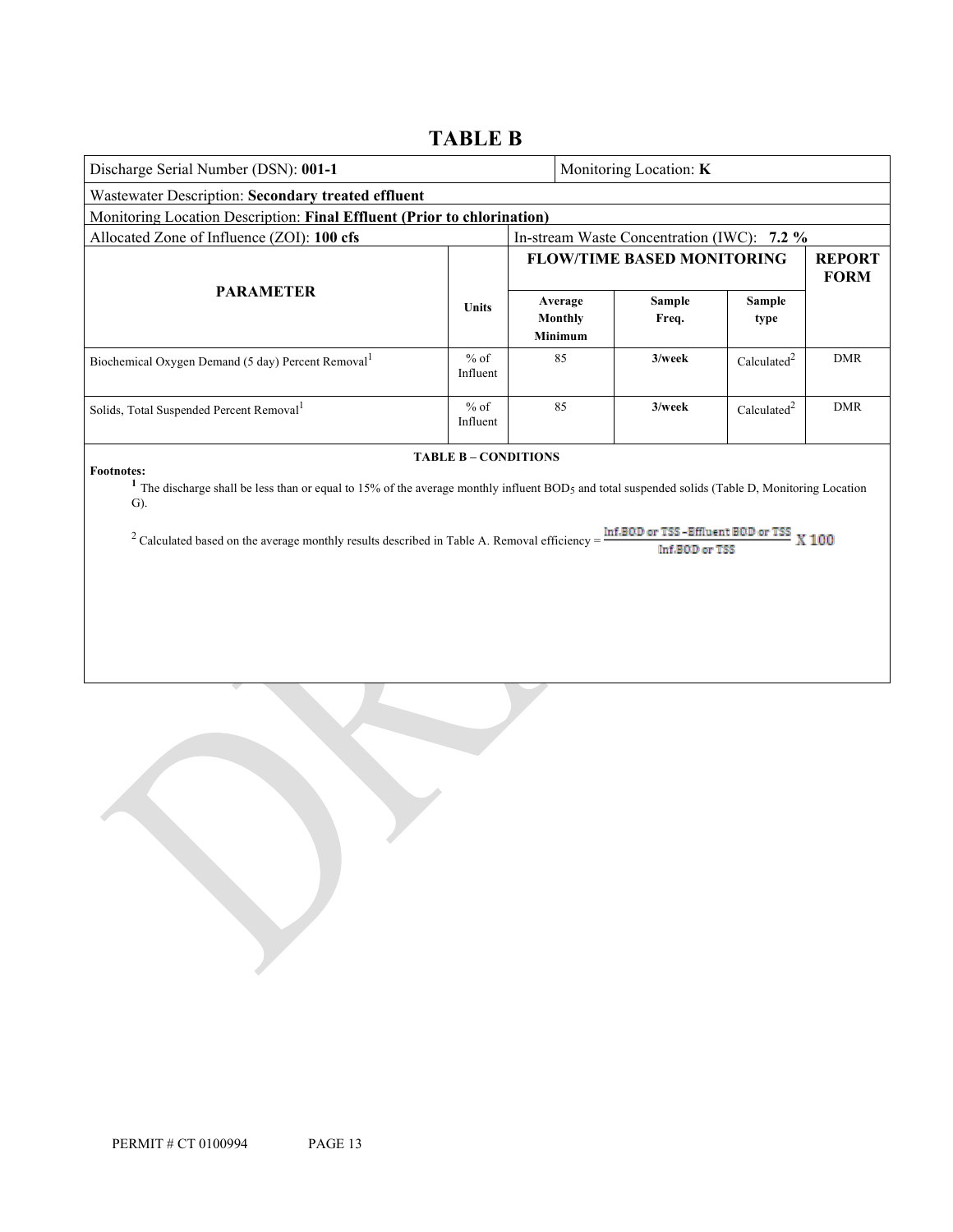# TABLE B

| Discharge Serial Number (DSN): **001-1** | | Monitoring Location: **K** | | | |
|---|---|---|---|---|---|
| Wastewater Description: **Secondary treated effluent** | | | | | |
| Monitoring Location Description: **Final Effluent (Prior to chlorination)** | | | | | |
| Allocated Zone of Influence (ZOI): **100 cfs** | | In-stream Waste Concentration (IWC): **7.2 %** | | | |
| **PARAMETER** | **Units** | **FLOW/TIME BASED MONITORING** | | | **REPORT FORM** |
| | | **Average Monthly Minimum** | **Sample Freq.** | **Sample type** | |
| Biochemical Oxygen Demand (5 day) Percent Removal[1] | % of Influent | 85 | **3/week** | Calculated[2] | DMR |
| Solids, Total Suspended Percent Removal[1] | % of Influent | 85 | **3/week** | Calculated[2] | DMR |

**TABLE B – CONDITIONS**

**Footnotes:**

[1] The discharge shall be less than or equal to 15% of the average monthly influent $BOD_5$ and total suspended solids (Table D, Monitoring Location G).

[2] Calculated based on the average monthly results described in Table A. Removal efficiency = $\frac{\text{Inf.BOD or TSS} - \text{Effluent BOD or TSS}}{\text{Inf.BOD or TSS}} \times 100$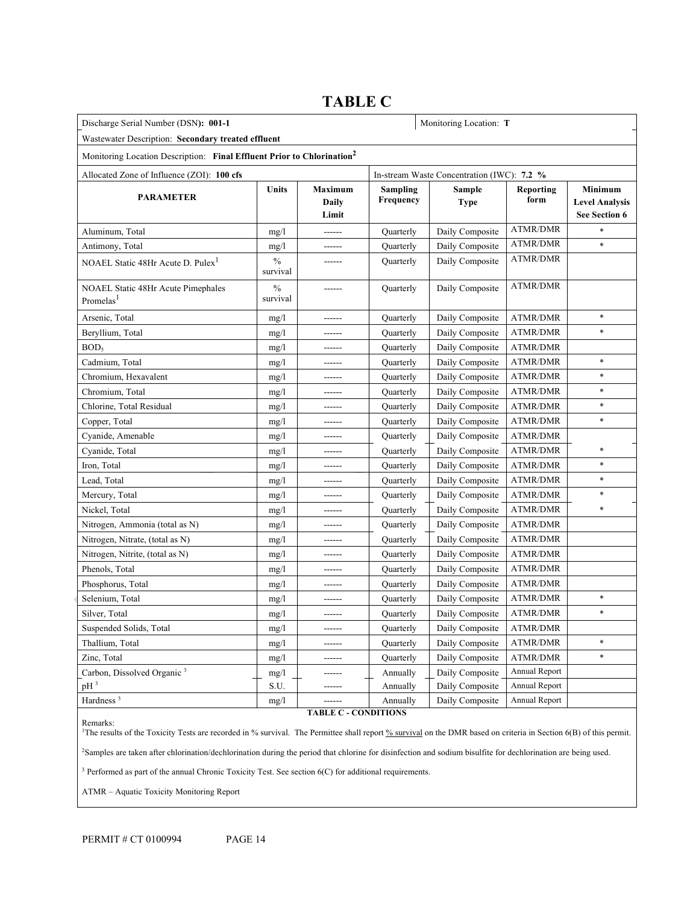# TABLE C

| Discharge Serial Number (DSN): **001-1** | | | | Monitoring Location: **T** | | |
|---|---|---|---|---|---|---|
| Wastewater Description: **Secondary treated effluent** | | | | | | |
| Monitoring Location Description: **Final Effluent Prior to Chlorination[2]** | | | | | | |
| Allocated Zone of Influence (ZOI): **100 cfs** | | | In-stream Waste Concentration (IWC): **7.2 %** | | | |
| **PARAMETER** | **Units** | **Maximum Daily Limit** | **Sampling Frequency** | **Sample Type** | **Reporting form** | **Minimum Level Analysis See Section 6** |
| Aluminum, Total | mg/l | ------ | Quarterly | Daily Composite | ATMR/DMR | * |
| Antimony, Total | mg/l | ------ | Quarterly | Daily Composite | ATMR/DMR | * |
| NOAEL Static 48Hr Acute D. Pulex[1] | % survival | ------ | Quarterly | Daily Composite | ATMR/DMR | |
| NOAEL Static 48Hr Acute Pimephales Promelas[1] | % survival | ------ | Quarterly | Daily Composite | ATMR/DMR | |
| Arsenic, Total | mg/l | ------ | Quarterly | Daily Composite | ATMR/DMR | * |
| Beryllium, Total | mg/l | ------ | Quarterly | Daily Composite | ATMR/DMR | * |
| $BOD_5$ | mg/l | ------ | Quarterly | Daily Composite | ATMR/DMR | |
| Cadmium, Total | mg/l | ------ | Quarterly | Daily Composite | ATMR/DMR | * |
| Chromium, Hexavalent | mg/l | ------ | Quarterly | Daily Composite | ATMR/DMR | * |
| Chromium, Total | mg/l | ------ | Quarterly | Daily Composite | ATMR/DMR | * |
| Chlorine, Total Residual | mg/l | ------ | Quarterly | Daily Composite | ATMR/DMR | * |
| Copper, Total | mg/l | ------ | Quarterly | Daily Composite | ATMR/DMR | * |
| Cyanide, Amenable | mg/l | ------ | Quarterly | Daily Composite | ATMR/DMR | |
| Cyanide, Total | mg/l | ------ | Quarterly | Daily Composite | ATMR/DMR | * |
| Iron, Total | mg/l | ------ | Quarterly | Daily Composite | ATMR/DMR | * |
| Lead, Total | mg/l | ------ | Quarterly | Daily Composite | ATMR/DMR | * |
| Mercury, Total | mg/l | ------ | Quarterly | Daily Composite | ATMR/DMR | * |
| Nickel, Total | mg/l | ------ | Quarterly | Daily Composite | ATMR/DMR | * |
| Nitrogen, Ammonia (total as N) | mg/l | ------ | Quarterly | Daily Composite | ATMR/DMR | |
| Nitrogen, Nitrate, (total as N) | mg/l | ------ | Quarterly | Daily Composite | ATMR/DMR | |
| Nitrogen, Nitrite, (total as N) | mg/l | ------ | Quarterly | Daily Composite | ATMR/DMR | |
| Phenols, Total | mg/l | ------ | Quarterly | Daily Composite | ATMR/DMR | |
| Phosphorus, Total | mg/l | ------ | Quarterly | Daily Composite | ATMR/DMR | |
| Selenium, Total | mg/l | ------ | Quarterly | Daily Composite | ATMR/DMR | * |
| Silver, Total | mg/l | ------ | Quarterly | Daily Composite | ATMR/DMR | * |
| Suspended Solids, Total | mg/l | ------ | Quarterly | Daily Composite | ATMR/DMR | |
| Thallium, Total | mg/l | ------ | Quarterly | Daily Composite | ATMR/DMR | * |
| Zinc, Total | mg/l | ------ | Quarterly | Daily Composite | ATMR/DMR | * |
| Carbon, Dissolved Organic [3] | mg/l | ------ | Annually | Daily Composite | Annual Report | |
| pH [3] | S.U. | ------ | Annually | Daily Composite | Annual Report | |
| Hardness [3] | mg/l | ------ | Annually | Daily Composite | Annual Report | |

**TABLE C - CONDITIONS**

Remarks:

[1]The results of the Toxicity Tests are recorded in % survival. The Permittee shall report <u>% survival</u> on the DMR based on criteria in Section 6(B) of this permit.

[2]Samples are taken after chlorination/dechlorination during the period that chlorine for disinfection and sodium bisulfite for dechlorination are being used.

[3] Performed as part of the annual Chronic Toxicity Test. See section 6(C) for additional requirements.

ATMR – Aquatic Toxicity Monitoring Report

PERMIT # CT 0100994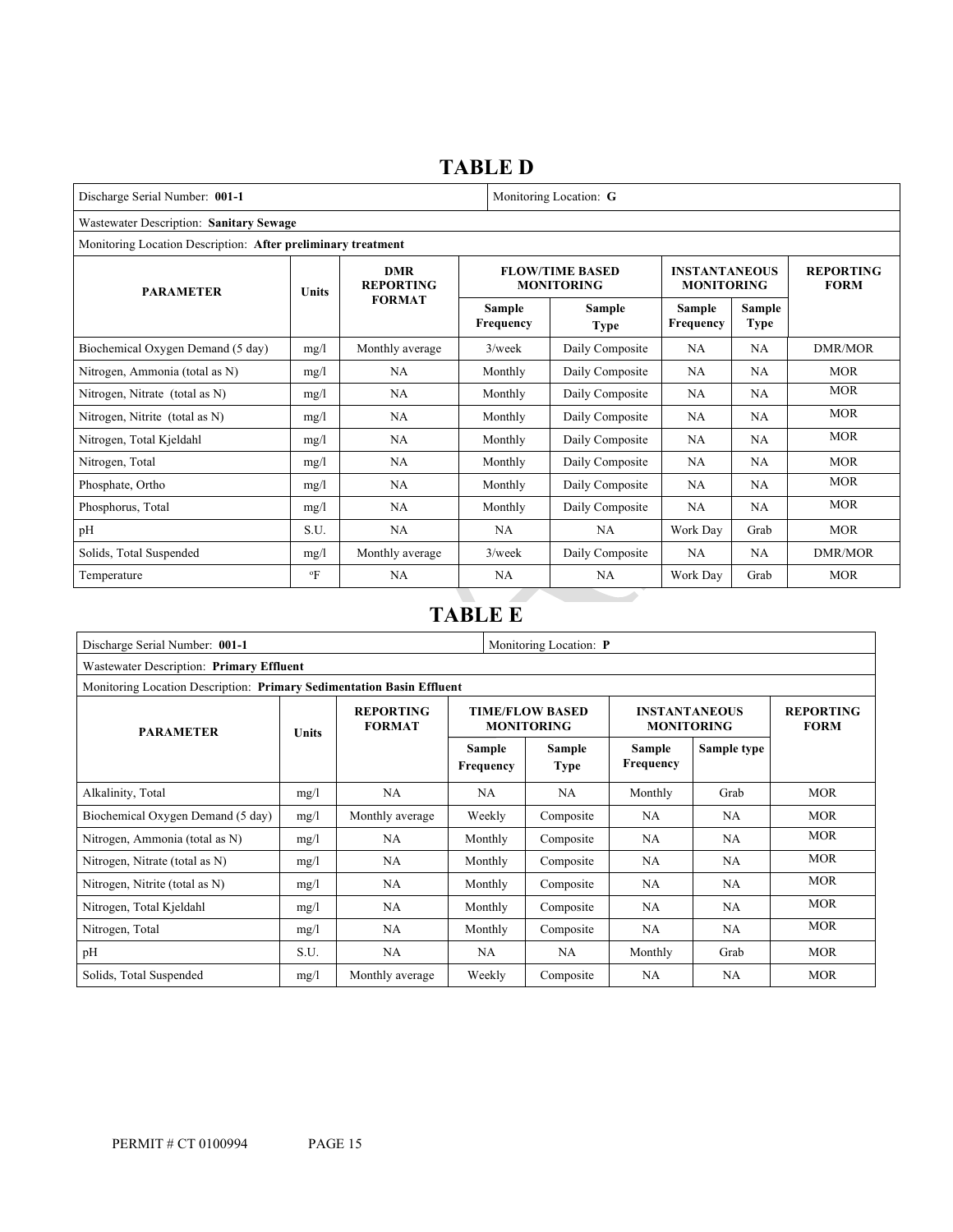## TABLE D

| Discharge Serial Number: **001-1** | | | Monitoring Location: **G** | | | | |
|---|---|---|---|---|---|---|---|
| Wastewater Description: **Sanitary Sewage** | | | | | | | |
| Monitoring Location Description: **After preliminary treatment** | | | | | | | |
| **PARAMETER** | **Units** | **DMR REPORTING FORMAT** | **FLOW/TIME BASED MONITORING** | | **INSTANTANEOUS MONITORING** | | **REPORTING FORM** |
| | | | **Sample Frequency** | **Sample Type** | **Sample Frequency** | **Sample Type** | |
| Biochemical Oxygen Demand (5 day) | mg/l | Monthly average | 3/week | Daily Composite | NA | NA | DMR/MOR |
| Nitrogen, Ammonia (total as N) | mg/l | NA | Monthly | Daily Composite | NA | NA | MOR |
| Nitrogen, Nitrate (total as N) | mg/l | NA | Monthly | Daily Composite | NA | NA | MOR |
| Nitrogen, Nitrite (total as N) | mg/l | NA | Monthly | Daily Composite | NA | NA | MOR |
| Nitrogen, Total Kjeldahl | mg/l | NA | Monthly | Daily Composite | NA | NA | MOR |
| Nitrogen, Total | mg/l | NA | Monthly | Daily Composite | NA | NA | MOR |
| Phosphate, Ortho | mg/l | NA | Monthly | Daily Composite | NA | NA | MOR |
| Phosphorus, Total | mg/l | NA | Monthly | Daily Composite | NA | NA | MOR |
| pH | S.U. | NA | NA | NA | Work Day | Grab | MOR |
| Solids, Total Suspended | mg/l | Monthly average | 3/week | Daily Composite | NA | NA | DMR/MOR |
| Temperature | °F | NA | NA | NA | Work Day | Grab | MOR |

## TABLE E

| Discharge Serial Number: **001-1** | | | Monitoring Location: **P** | | | | |
|---|---|---|---|---|---|---|---|
| Wastewater Description: **Primary Effluent** | | | | | | | |
| Monitoring Location Description: **Primary Sedimentation Basin Effluent** | | | | | | | |
| **PARAMETER** | **Units** | **REPORTING FORMAT** | **TIME/FLOW BASED MONITORING** | | **INSTANTANEOUS MONITORING** | | **REPORTING FORM** |
| | | | **Sample Frequency** | **Sample Type** | **Sample Frequency** | **Sample type** | |
| Alkalinity, Total | mg/l | NA | NA | NA | Monthly | Grab | MOR |
| Biochemical Oxygen Demand (5 day) | mg/l | Monthly average | Weekly | Composite | NA | NA | MOR |
| Nitrogen, Ammonia (total as N) | mg/l | NA | Monthly | Composite | NA | NA | MOR |
| Nitrogen, Nitrate (total as N) | mg/l | NA | Monthly | Composite | NA | NA | MOR |
| Nitrogen, Nitrite (total as N) | mg/l | NA | Monthly | Composite | NA | NA | MOR |
| Nitrogen, Total Kjeldahl | mg/l | NA | Monthly | Composite | NA | NA | MOR |
| Nitrogen, Total | mg/l | NA | Monthly | Composite | NA | NA | MOR |
| pH | S.U. | NA | NA | NA | Monthly | Grab | MOR |
| Solids, Total Suspended | mg/l | Monthly average | Weekly | Composite | NA | NA | MOR |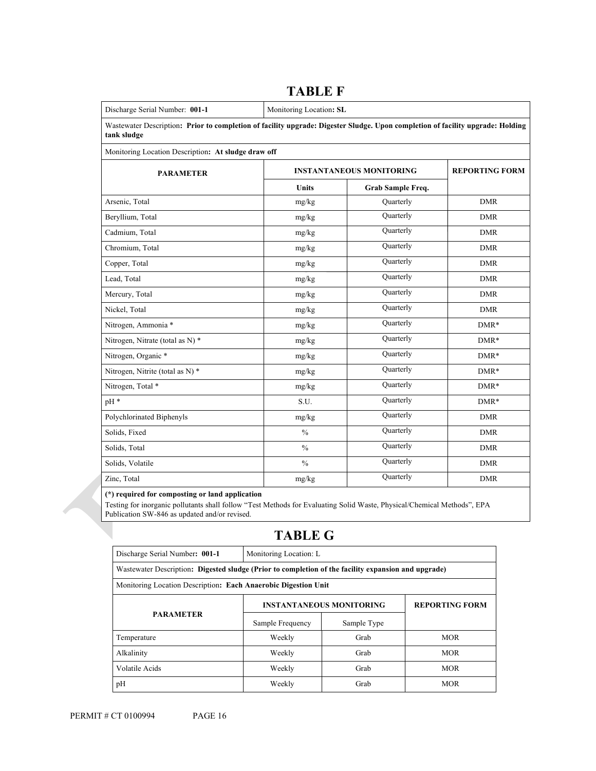# TABLE F

| Discharge Serial Number: **001-1** | Monitoring Location**: SL** | | |
|---|---|---|---|
| Wastewater Description**: Prior to completion of facility upgrade: Digester Sludge. Upon completion of facility upgrade: Holding tank sludge** | | | |
| Monitoring Location Description**: At sludge draw off** | | | |
| **PARAMETER** | **INSTANTANEOUS MONITORING** | | **REPORTING FORM** |
| | **Units** | **Grab Sample Freq.** | |
| Arsenic, Total | mg/kg | Quarterly | DMR |
| Beryllium, Total | mg/kg | Quarterly | DMR |
| Cadmium, Total | mg/kg | Quarterly | DMR |
| Chromium, Total | mg/kg | Quarterly | DMR |
| Copper, Total | mg/kg | Quarterly | DMR |
| Lead, Total | mg/kg | Quarterly | DMR |
| Mercury, Total | mg/kg | Quarterly | DMR |
| Nickel, Total | mg/kg | Quarterly | DMR |
| Nitrogen, Ammonia * | mg/kg | Quarterly | DMR* |
| Nitrogen, Nitrate (total as N) * | mg/kg | Quarterly | DMR* |
| Nitrogen, Organic * | mg/kg | Quarterly | DMR* |
| Nitrogen, Nitrite (total as N) * | mg/kg | Quarterly | DMR* |
| Nitrogen, Total * | mg/kg | Quarterly | DMR* |
| pH * | S.U. | Quarterly | DMR* |
| Polychlorinated Biphenyls | mg/kg | Quarterly | DMR |
| Solids, Fixed | % | Quarterly | DMR |
| Solids, Total | % | Quarterly | DMR |
| Solids, Volatile | % | Quarterly | DMR |
| Zinc, Total | mg/kg | Quarterly | DMR |

**(*) required for composting or land application**

Testing for inorganic pollutants shall follow "Test Methods for Evaluating Solid Waste, Physical/Chemical Methods", EPA Publication SW-846 as updated and/or revised.

# TABLE G

| Discharge Serial Number**: 001-1** | Monitoring Location: L | | |
|---|---|---|---|
| Wastewater Description**: Digested sludge (Prior to completion of the facility expansion and upgrade)** | | | |
| Monitoring Location Description**: Each Anaerobic Digestion Unit** | | | |
| **PARAMETER** | **INSTANTANEOUS MONITORING** | | **REPORTING FORM** |
| | Sample Frequency | Sample Type | |
| Temperature | Weekly | Grab | MOR |
| Alkalinity | Weekly | Grab | MOR |
| Volatile Acids | Weekly | Grab | MOR |
| pH | Weekly | Grab | MOR |

PERMIT # CT 0100994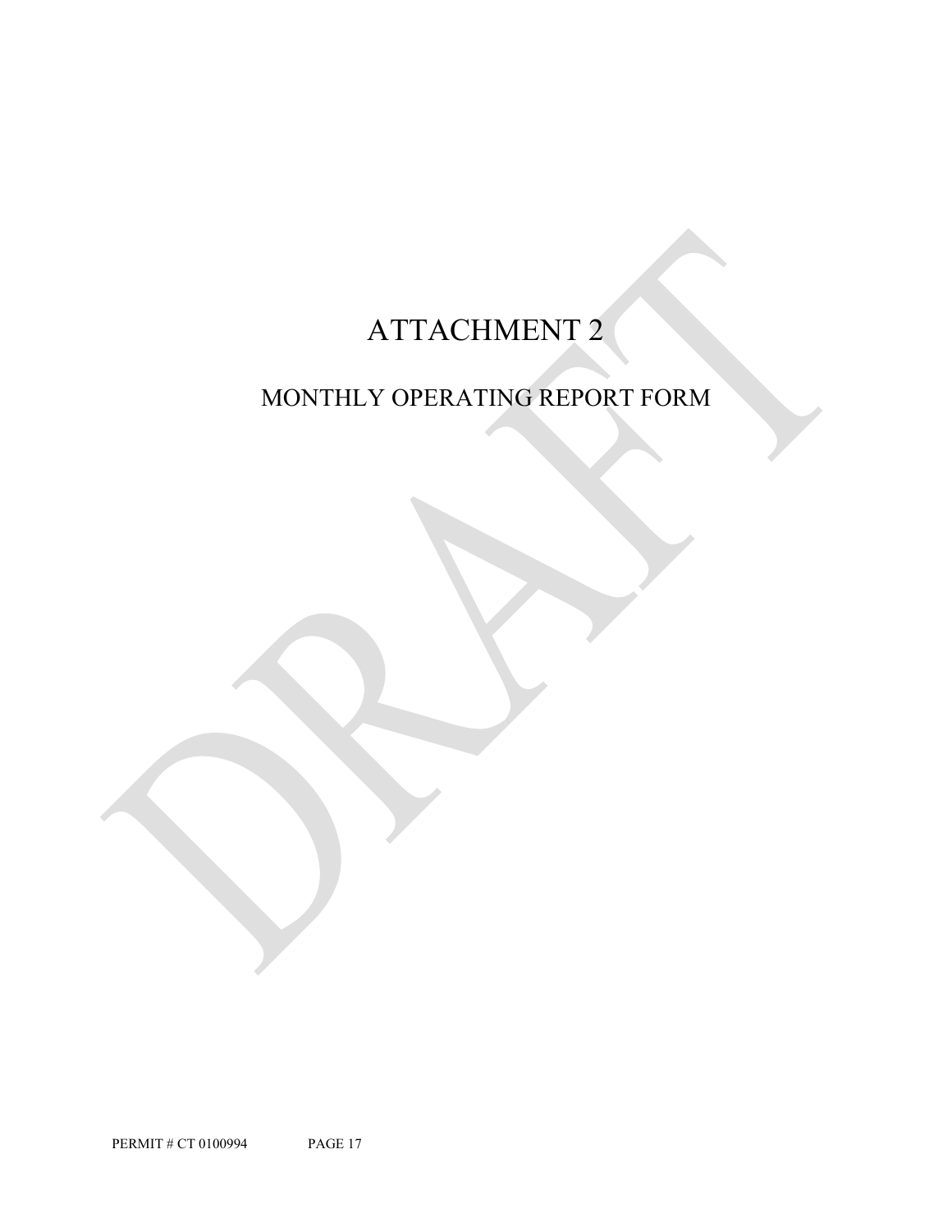# ATTACHMENT 2

## MONTHLY OPERATING REPORT FORM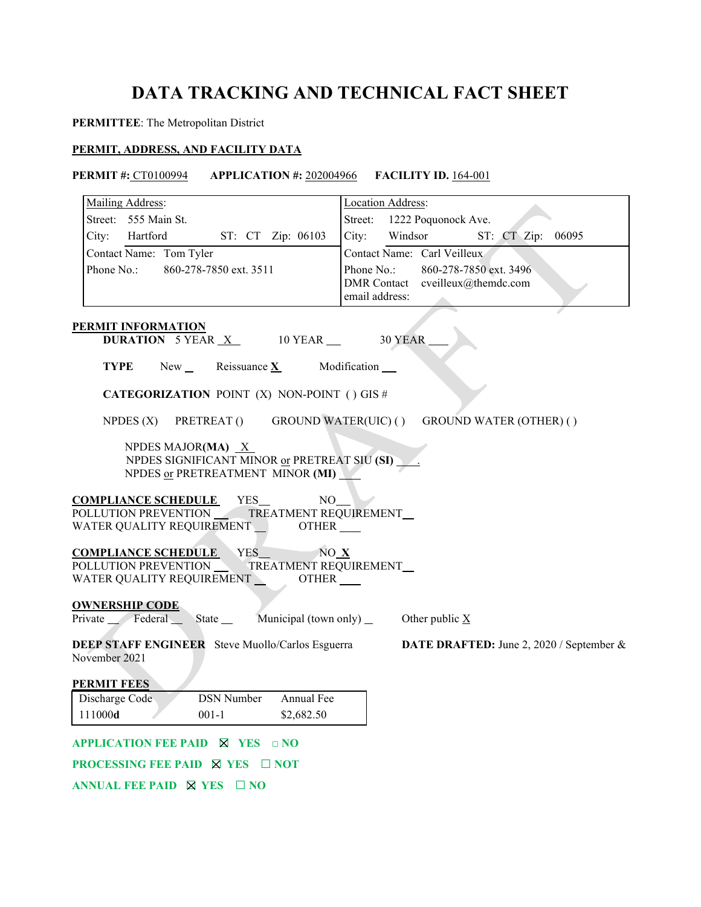# DATA TRACKING AND TECHNICAL FACT SHEET

**PERMITTEE**: The Metropolitan District

**PERMIT, ADDRESS, AND FACILITY DATA**

**PERMIT #:** CT0100994 **APPLICATION #:** 202004966 **FACILITY ID.** 164-001

| Mailing Address: | Location Address: |
|---|---|
| Street: 555 Main St. | Street: 1222 Poquonock Ave. |
| City: Hartford ST: CT Zip: 06103 | City: Windsor ST: CT Zip: 06095 |
| Contact Name: Tom Tyler | Contact Name: Carl Veilleux |
| Phone No.: 860-278-7850 ext. 3511 | Phone No.: 860-278-7850 ext. 3496<br>DMR Contact email address: cveilleux@themdc.com |

**PERMIT INFORMATION**

**DURATION** 5 YEAR X 10 YEAR ___ 30 YEAR ___

**TYPE** New ___ Reissuance **X** Modification ___

**CATEGORIZATION** POINT (X) NON-POINT ( ) GIS #

NPDES (X) PRETREAT () GROUND WATER(UIC) ( ) GROUND WATER (OTHER) ( )

NPDES MAJOR**(MA)** X
NPDES SIGNIFICANT MINOR or PRETREAT SIU **(SI)** ___.
NPDES or PRETREATMENT MINOR **(MI)** ___

**COMPLIANCE SCHEDULE** YES___ NO___
POLLUTION PREVENTION ___ TREATMENT REQUIREMENT___
WATER QUALITY REQUIREMENT ___ OTHER ___

**COMPLIANCE SCHEDULE** YES___ NO X
POLLUTION PREVENTION ___ TREATMENT REQUIREMENT___
WATER QUALITY REQUIREMENT ___ OTHER ___

**OWNERSHIP CODE**
Private ___ Federal ___ State ___ Municipal (town only) ___ Other public X

**DEEP STAFF ENGINEER** Steve Muollo/Carlos Esguerra **DATE DRAFTED:** June 2, 2020 / September & November 2021

**PERMIT FEES**

| Discharge Code | DSN Number | Annual Fee |
|---|---|---|
| 111000**d** | 001-1 | $2,682.50 |

**APPLICATION FEE PAID** ☒ **YES** □ **NO**

**PROCESSING FEE PAID** ☒ **YES** ☐ **NOT**

**ANNUAL FEE PAID** ☒ **YES** ☐ **NO**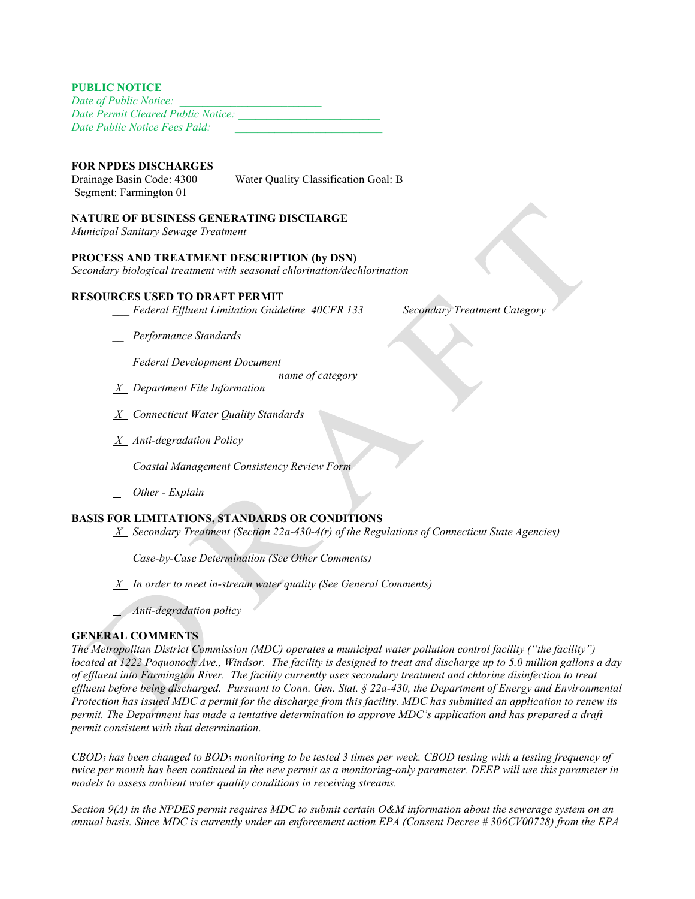**PUBLIC NOTICE**

*Date of Public Notice:* ________________________

*Date Permit Cleared Public Notice:* ________________________

*Date Public Notice Fees Paid:* ________________________

**FOR NPDES DISCHARGES**

Drainage Basin Code: 4300  Water Quality Classification Goal: B

Segment: Farmington 01

**NATURE OF BUSINESS GENERATING DISCHARGE**

*Municipal Sanitary Sewage Treatment*

**PROCESS AND TREATMENT DESCRIPTION (by DSN)**

*Secondary biological treatment with seasonal chlorination/dechlorination*

**RESOURCES USED TO DRAFT PERMIT**

___ *Federal Effluent Limitation Guideline* _40CFR 133_ *Secondary Treatment Category*

__ *Performance Standards*

_ *Federal Development Document*

*name of category*

_X_ *Department File Information*

_X_ *Connecticut Water Quality Standards*

_X_ *Anti-degradation Policy*

_ *Coastal Management Consistency Review Form*

_ *Other - Explain*

**BASIS FOR LIMITATIONS, STANDARDS OR CONDITIONS**

_X_ *Secondary Treatment (Section 22a-430-4(r) of the Regulations of Connecticut State Agencies)*

_ *Case-by-Case Determination (See Other Comments)*

_X_ *In order to meet in-stream water quality (See General Comments)*

_ *Anti-degradation policy*

**GENERAL COMMENTS**

*The Metropolitan District Commission (MDC) operates a municipal water pollution control facility ("the facility") located at 1222 Poquonock Ave., Windsor. The facility is designed to treat and discharge up to 5.0 million gallons a day of effluent into Farmington River. The facility currently uses secondary treatment and chlorine disinfection to treat effluent before being discharged. Pursuant to Conn. Gen. Stat. § 22a-430, the Department of Energy and Environmental Protection has issued MDC a permit for the discharge from this facility. MDC has submitted an application to renew its permit. The Department has made a tentative determination to approve MDC's application and has prepared a draft permit consistent with that determination.*

*$CBOD_5$ has been changed to $BOD_5$ monitoring to be tested 3 times per week. CBOD testing with a testing frequency of twice per month has been continued in the new permit as a monitoring-only parameter. DEEP will use this parameter in models to assess ambient water quality conditions in receiving streams.*

*Section 9(A) in the NPDES permit requires MDC to submit certain O&M information about the sewerage system on an annual basis. Since MDC is currently under an enforcement action EPA (Consent Decree # 306CV00728) from the EPA*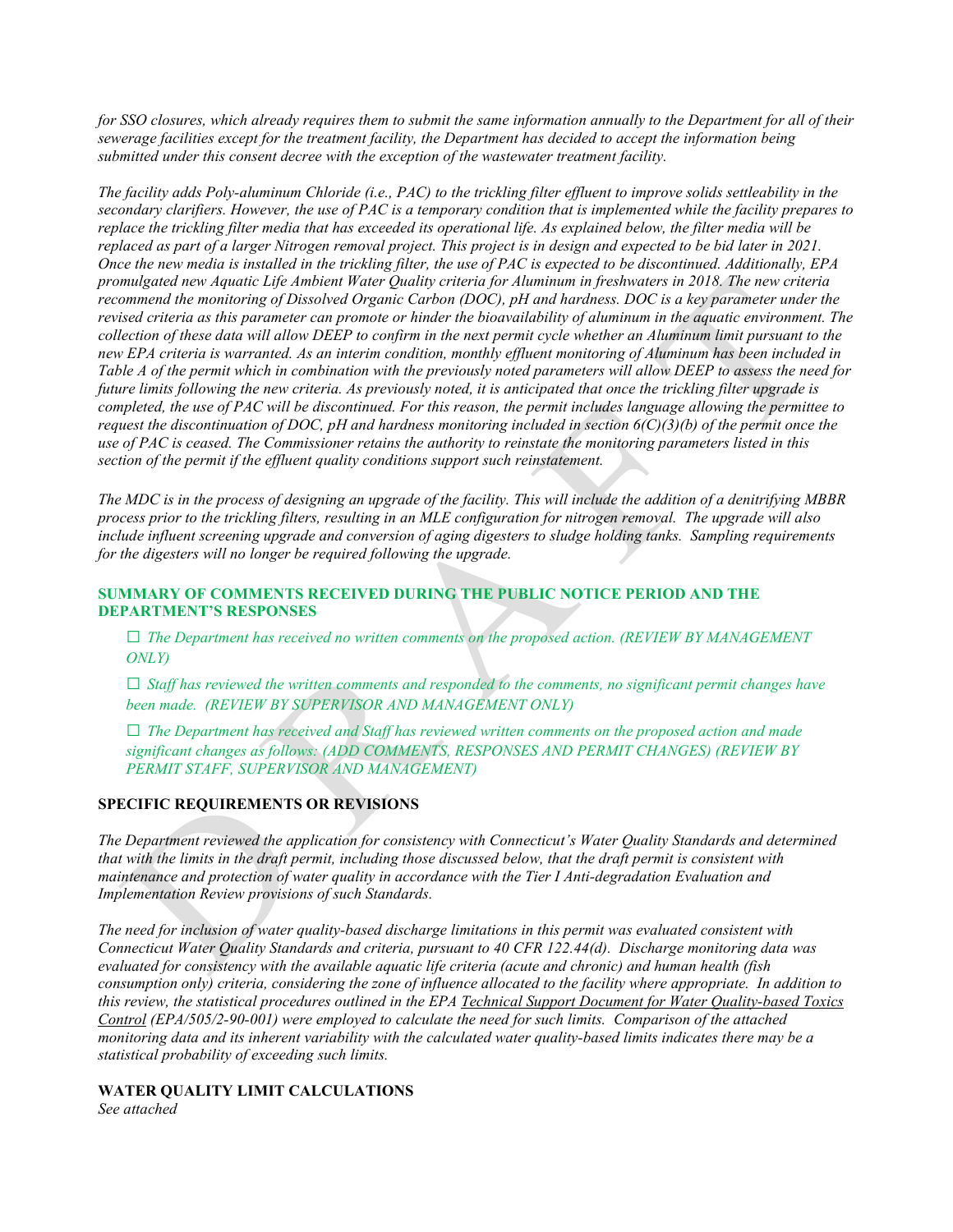*for SSO closures, which already requires them to submit the same information annually to the Department for all of their sewerage facilities except for the treatment facility, the Department has decided to accept the information being submitted under this consent decree with the exception of the wastewater treatment facility.*

*The facility adds Poly-aluminum Chloride (i.e., PAC) to the trickling filter effluent to improve solids settleability in the secondary clarifiers. However, the use of PAC is a temporary condition that is implemented while the facility prepares to replace the trickling filter media that has exceeded its operational life. As explained below, the filter media will be replaced as part of a larger Nitrogen removal project. This project is in design and expected to be bid later in 2021. Once the new media is installed in the trickling filter, the use of PAC is expected to be discontinued. Additionally, EPA promulgated new Aquatic Life Ambient Water Quality criteria for Aluminum in freshwaters in 2018. The new criteria recommend the monitoring of Dissolved Organic Carbon (DOC), pH and hardness. DOC is a key parameter under the revised criteria as this parameter can promote or hinder the bioavailability of aluminum in the aquatic environment. The collection of these data will allow DEEP to confirm in the next permit cycle whether an Aluminum limit pursuant to the new EPA criteria is warranted. As an interim condition, monthly effluent monitoring of Aluminum has been included in Table A of the permit which in combination with the previously noted parameters will allow DEEP to assess the need for future limits following the new criteria. As previously noted, it is anticipated that once the trickling filter upgrade is completed, the use of PAC will be discontinued. For this reason, the permit includes language allowing the permittee to request the discontinuation of DOC, pH and hardness monitoring included in section 6(C)(3)(b) of the permit once the use of PAC is ceased. The Commissioner retains the authority to reinstate the monitoring parameters listed in this section of the permit if the effluent quality conditions support such reinstatement.*

*The MDC is in the process of designing an upgrade of the facility. This will include the addition of a denitrifying MBBR process prior to the trickling filters, resulting in an MLE configuration for nitrogen removal. The upgrade will also include influent screening upgrade and conversion of aging digesters to sludge holding tanks. Sampling requirements for the digesters will no longer be required following the upgrade.*

## SUMMARY OF COMMENTS RECEIVED DURING THE PUBLIC NOTICE PERIOD AND THE DEPARTMENT'S RESPONSES

☐ *The Department has received no written comments on the proposed action. (REVIEW BY MANAGEMENT ONLY)*

☐ *Staff has reviewed the written comments and responded to the comments, no significant permit changes have been made. (REVIEW BY SUPERVISOR AND MANAGEMENT ONLY)*

☐ *The Department has received and Staff has reviewed written comments on the proposed action and made significant changes as follows: (ADD COMMENTS, RESPONSES AND PERMIT CHANGES) (REVIEW BY PERMIT STAFF, SUPERVISOR AND MANAGEMENT)*

## SPECIFIC REQUIREMENTS OR REVISIONS

*The Department reviewed the application for consistency with Connecticut's Water Quality Standards and determined that with the limits in the draft permit, including those discussed below, that the draft permit is consistent with maintenance and protection of water quality in accordance with the Tier I Anti-degradation Evaluation and Implementation Review provisions of such Standards.*

*The need for inclusion of water quality-based discharge limitations in this permit was evaluated consistent with Connecticut Water Quality Standards and criteria, pursuant to 40 CFR 122.44(d). Discharge monitoring data was evaluated for consistency with the available aquatic life criteria (acute and chronic) and human health (fish consumption only) criteria, considering the zone of influence allocated to the facility where appropriate. In addition to this review, the statistical procedures outlined in the EPA Technical Support Document for Water Quality-based Toxics Control (EPA/505/2-90-001) were employed to calculate the need for such limits. Comparison of the attached monitoring data and its inherent variability with the calculated water quality-based limits indicates there may be a statistical probability of exceeding such limits.*

## WATER QUALITY LIMIT CALCULATIONS

*See attached*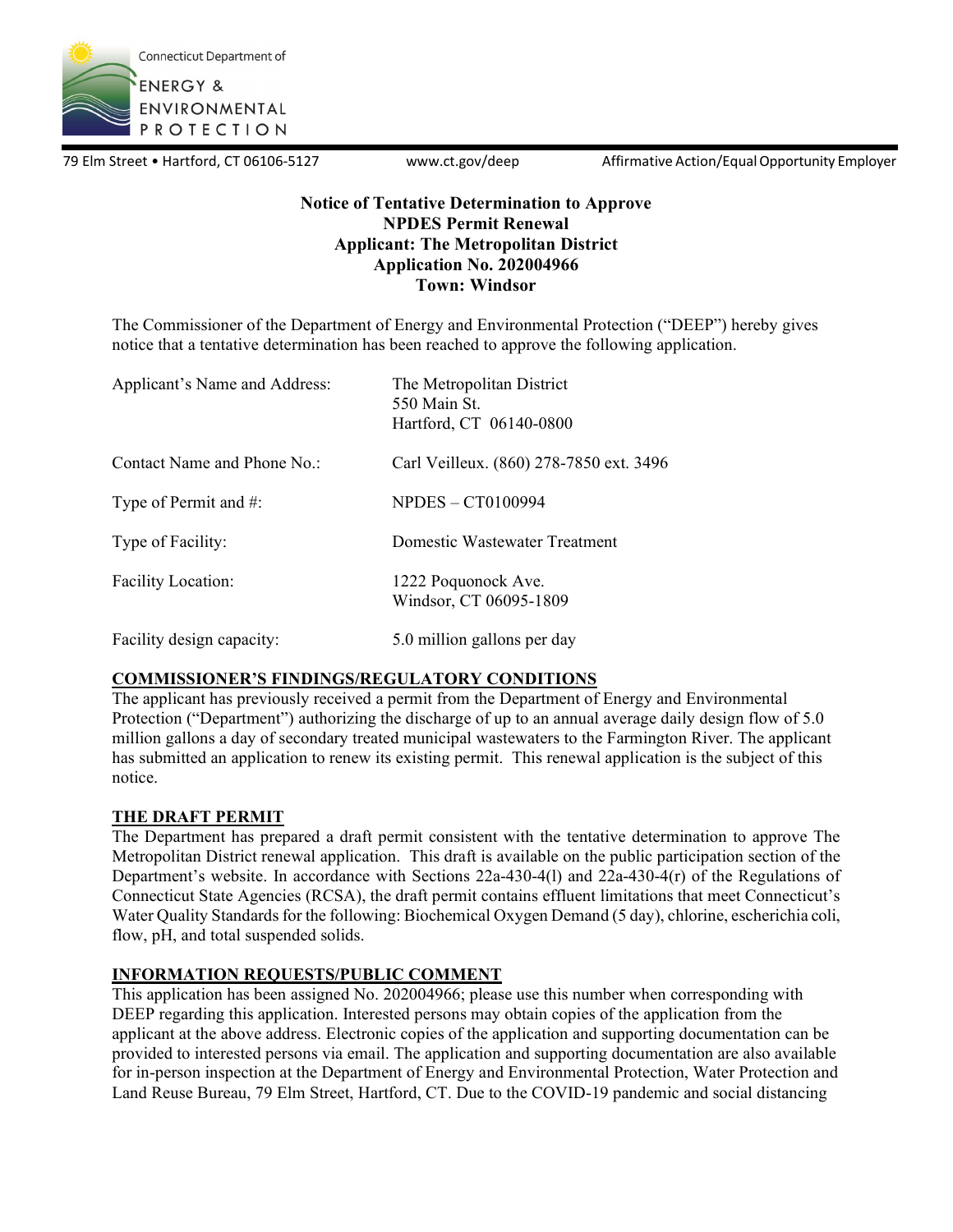Connecticut Department of

ENERGY & ENVIRONMENTAL PROTECTION

79 Elm Street • Hartford, CT 06106-5127 www.ct.gov/deep Affirmative Action/Equal Opportunity Employer

**Notice of Tentative Determination to Approve**
**NPDES Permit Renewal**
**Applicant: The Metropolitan District**
**Application No. 202004966**
**Town: Windsor**

The Commissioner of the Department of Energy and Environmental Protection ("DEEP") hereby gives notice that a tentative determination has been reached to approve the following application.

| | |
|---|---|
| Applicant's Name and Address: | The Metropolitan District<br>550 Main St.<br>Hartford, CT 06140-0800 |
| Contact Name and Phone No.: | Carl Veilleux. (860) 278-7850 ext. 3496 |
| Type of Permit and #: | NPDES – CT0100994 |
| Type of Facility: | Domestic Wastewater Treatment |
| Facility Location: | 1222 Poquonock Ave.<br>Windsor, CT 06095-1809 |
| Facility design capacity: | 5.0 million gallons per day |

**COMMISSIONER'S FINDINGS/REGULATORY CONDITIONS**

The applicant has previously received a permit from the Department of Energy and Environmental Protection ("Department") authorizing the discharge of up to an annual average daily design flow of 5.0 million gallons a day of secondary treated municipal wastewaters to the Farmington River. The applicant has submitted an application to renew its existing permit. This renewal application is the subject of this notice.

**THE DRAFT PERMIT**

The Department has prepared a draft permit consistent with the tentative determination to approve The Metropolitan District renewal application. This draft is available on the public participation section of the Department's website. In accordance with Sections 22a-430-4(l) and 22a-430-4(r) of the Regulations of Connecticut State Agencies (RCSA), the draft permit contains effluent limitations that meet Connecticut's Water Quality Standards for the following: Biochemical Oxygen Demand (5 day), chlorine, escherichia coli, flow, pH, and total suspended solids.

**INFORMATION REQUESTS/PUBLIC COMMENT**

This application has been assigned No. 202004966; please use this number when corresponding with DEEP regarding this application. Interested persons may obtain copies of the application from the applicant at the above address. Electronic copies of the application and supporting documentation can be provided to interested persons via email. The application and supporting documentation are also available for in-person inspection at the Department of Energy and Environmental Protection, Water Protection and Land Reuse Bureau, 79 Elm Street, Hartford, CT. Due to the COVID-19 pandemic and social distancing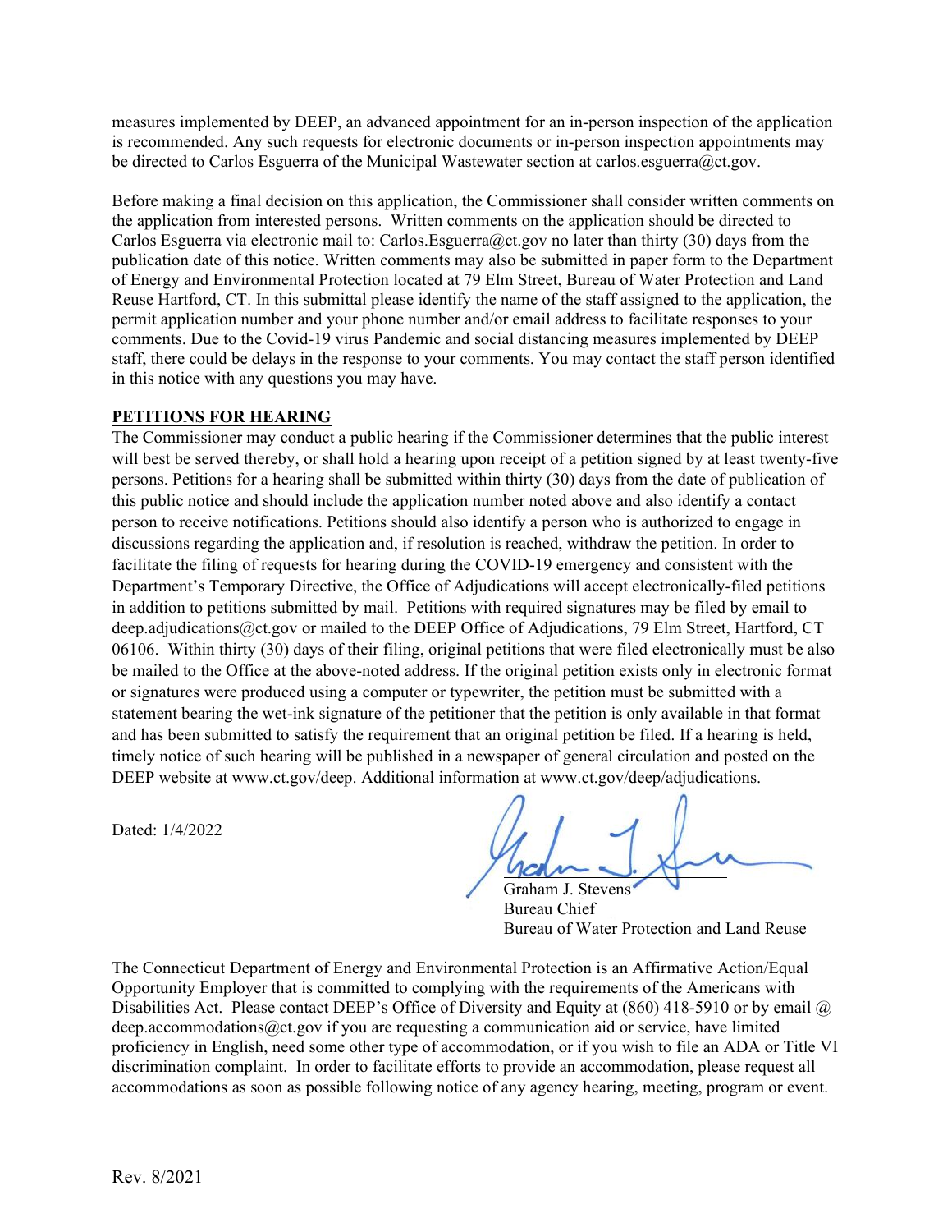measures implemented by DEEP, an advanced appointment for an in-person inspection of the application is recommended. Any such requests for electronic documents or in-person inspection appointments may be directed to Carlos Esguerra of the Municipal Wastewater section at carlos.esguerra@ct.gov.

Before making a final decision on this application, the Commissioner shall consider written comments on the application from interested persons. Written comments on the application should be directed to Carlos Esguerra via electronic mail to: Carlos.Esguerra@ct.gov no later than thirty (30) days from the publication date of this notice. Written comments may also be submitted in paper form to the Department of Energy and Environmental Protection located at 79 Elm Street, Bureau of Water Protection and Land Reuse Hartford, CT. In this submittal please identify the name of the staff assigned to the application, the permit application number and your phone number and/or email address to facilitate responses to your comments. Due to the Covid-19 virus Pandemic and social distancing measures implemented by DEEP staff, there could be delays in the response to your comments. You may contact the staff person identified in this notice with any questions you may have.

**PETITIONS FOR HEARING**

The Commissioner may conduct a public hearing if the Commissioner determines that the public interest will best be served thereby, or shall hold a hearing upon receipt of a petition signed by at least twenty-five persons. Petitions for a hearing shall be submitted within thirty (30) days from the date of publication of this public notice and should include the application number noted above and also identify a contact person to receive notifications. Petitions should also identify a person who is authorized to engage in discussions regarding the application and, if resolution is reached, withdraw the petition. In order to facilitate the filing of requests for hearing during the COVID-19 emergency and consistent with the Department's Temporary Directive, the Office of Adjudications will accept electronically-filed petitions in addition to petitions submitted by mail. Petitions with required signatures may be filed by email to deep.adjudications@ct.gov or mailed to the DEEP Office of Adjudications, 79 Elm Street, Hartford, CT 06106. Within thirty (30) days of their filing, original petitions that were filed electronically must be also be mailed to the Office at the above-noted address. If the original petition exists only in electronic format or signatures were produced using a computer or typewriter, the petition must be submitted with a statement bearing the wet-ink signature of the petitioner that the petition is only available in that format and has been submitted to satisfy the requirement that an original petition be filed. If a hearing is held, timely notice of such hearing will be published in a newspaper of general circulation and posted on the DEEP website at www.ct.gov/deep. Additional information at www.ct.gov/deep/adjudications.

Dated: 1/4/2022

Graham J. Stevens
Bureau Chief
Bureau of Water Protection and Land Reuse

The Connecticut Department of Energy and Environmental Protection is an Affirmative Action/Equal Opportunity Employer that is committed to complying with the requirements of the Americans with Disabilities Act. Please contact DEEP's Office of Diversity and Equity at (860) 418-5910 or by email @ deep.accommodations@ct.gov if you are requesting a communication aid or service, have limited proficiency in English, need some other type of accommodation, or if you wish to file an ADA or Title VI discrimination complaint. In order to facilitate efforts to provide an accommodation, please request all accommodations as soon as possible following notice of any agency hearing, meeting, program or event.

Rev. 8/2021